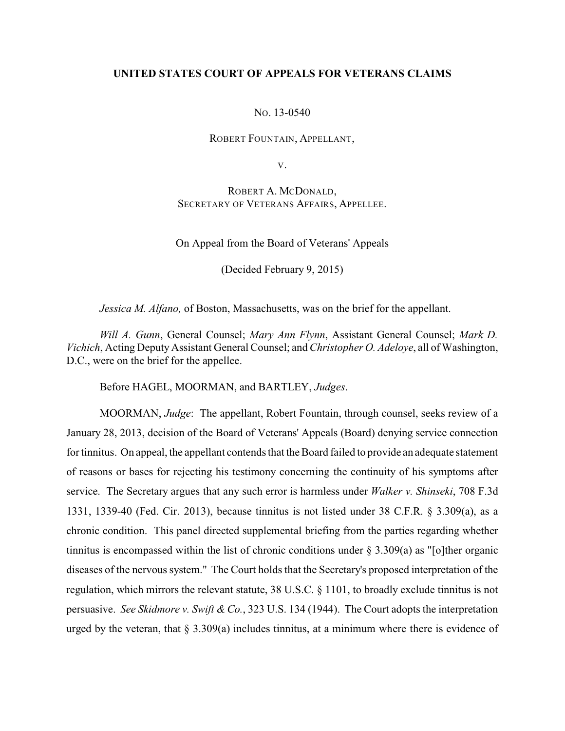**UNITED STATES COURT OF APPEALS FOR VETERANS CLAIMS**

NO. 13-0540

ROBERT FOUNTAIN, APPELLANT,

V.

ROBERT A. MCDONALD,
SECRETARY OF VETERANS AFFAIRS, APPELLEE.

On Appeal from the Board of Veterans' Appeals

(Decided February 9, 2015)

*Jessica M. Alfano,* of Boston, Massachusetts, was on the brief for the appellant.

*Will A. Gunn*, General Counsel; *Mary Ann Flynn*, Assistant General Counsel; *Mark D. Vichich*, Acting Deputy Assistant General Counsel; and *Christopher O. Adeloye*, all of Washington, D.C., were on the brief for the appellee.

Before HAGEL, MOORMAN, and BARTLEY, *Judges*.

MOORMAN, *Judge*: The appellant, Robert Fountain, through counsel, seeks review of a January 28, 2013, decision of the Board of Veterans' Appeals (Board) denying service connection for tinnitus. On appeal, the appellant contends that the Board failed to provide an adequate statement of reasons or bases for rejecting his testimony concerning the continuity of his symptoms after service. The Secretary argues that any such error is harmless under *Walker v. Shinseki*, 708 F.3d 1331, 1339-40 (Fed. Cir. 2013), because tinnitus is not listed under 38 C.F.R. § 3.309(a), as a chronic condition. This panel directed supplemental briefing from the parties regarding whether tinnitus is encompassed within the list of chronic conditions under § 3.309(a) as "[o]ther organic diseases of the nervous system." The Court holds that the Secretary's proposed interpretation of the regulation, which mirrors the relevant statute, 38 U.S.C. § 1101, to broadly exclude tinnitus is not persuasive. *See Skidmore v. Swift & Co.*, 323 U.S. 134 (1944). The Court adopts the interpretation urged by the veteran, that § 3.309(a) includes tinnitus, at a minimum where there is evidence of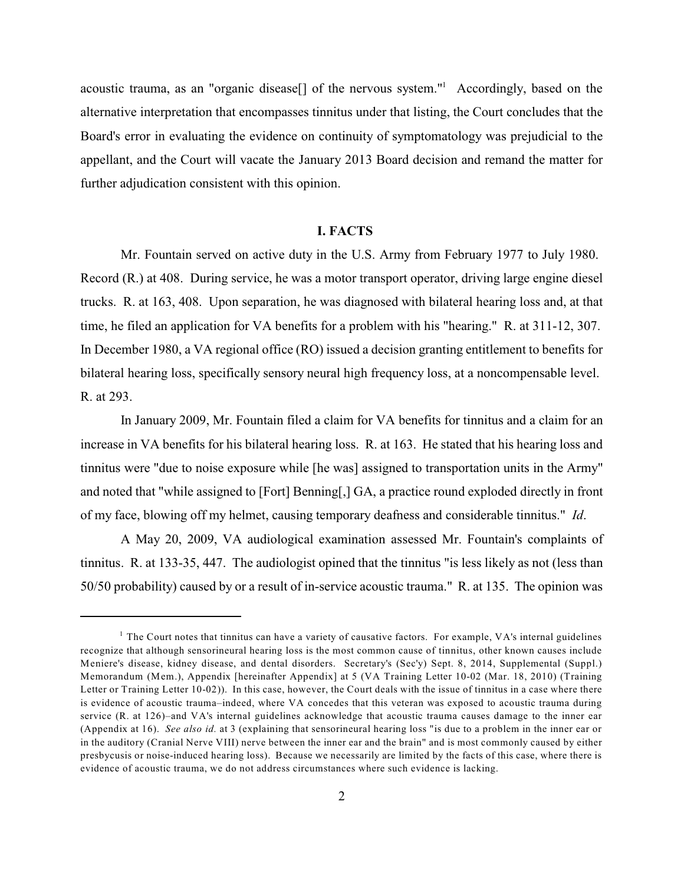acoustic trauma, as an "organic disease[] of the nervous system."[1] Accordingly, based on the alternative interpretation that encompasses tinnitus under that listing, the Court concludes that the Board's error in evaluating the evidence on continuity of symptomatology was prejudicial to the appellant, and the Court will vacate the January 2013 Board decision and remand the matter for further adjudication consistent with this opinion.

## I. FACTS

Mr. Fountain served on active duty in the U.S. Army from February 1977 to July 1980. Record (R.) at 408. During service, he was a motor transport operator, driving large engine diesel trucks. R. at 163, 408. Upon separation, he was diagnosed with bilateral hearing loss and, at that time, he filed an application for VA benefits for a problem with his "hearing." R. at 311-12, 307. In December 1980, a VA regional office (RO) issued a decision granting entitlement to benefits for bilateral hearing loss, specifically sensory neural high frequency loss, at a noncompensable level. R. at 293.

In January 2009, Mr. Fountain filed a claim for VA benefits for tinnitus and a claim for an increase in VA benefits for his bilateral hearing loss. R. at 163. He stated that his hearing loss and tinnitus were "due to noise exposure while [he was] assigned to transportation units in the Army" and noted that "while assigned to [Fort] Benning[,] GA, a practice round exploded directly in front of my face, blowing off my helmet, causing temporary deafness and considerable tinnitus." *Id*.

A May 20, 2009, VA audiological examination assessed Mr. Fountain's complaints of tinnitus. R. at 133-35, 447. The audiologist opined that the tinnitus "is less likely as not (less than 50/50 probability) caused by or a result of in-service acoustic trauma." R. at 135. The opinion was

---

[1] The Court notes that tinnitus can have a variety of causative factors. For example, VA's internal guidelines recognize that although sensorineural hearing loss is the most common cause of tinnitus, other known causes include Meniere's disease, kidney disease, and dental disorders. Secretary's (Sec'y) Sept. 8, 2014, Supplemental (Suppl.) Memorandum (Mem.), Appendix [hereinafter Appendix] at 5 (VA Training Letter 10-02 (Mar. 18, 2010) (Training Letter or Training Letter 10-02)). In this case, however, the Court deals with the issue of tinnitus in a case where there is evidence of acoustic trauma–indeed, where VA concedes that this veteran was exposed to acoustic trauma during service (R. at 126)–and VA's internal guidelines acknowledge that acoustic trauma causes damage to the inner ear (Appendix at 16). *See also id.* at 3 (explaining that sensorineural hearing loss "is due to a problem in the inner ear or in the auditory (Cranial Nerve VIII) nerve between the inner ear and the brain" and is most commonly caused by either presbycusis or noise-induced hearing loss). Because we necessarily are limited by the facts of this case, where there is evidence of acoustic trauma, we do not address circumstances where such evidence is lacking.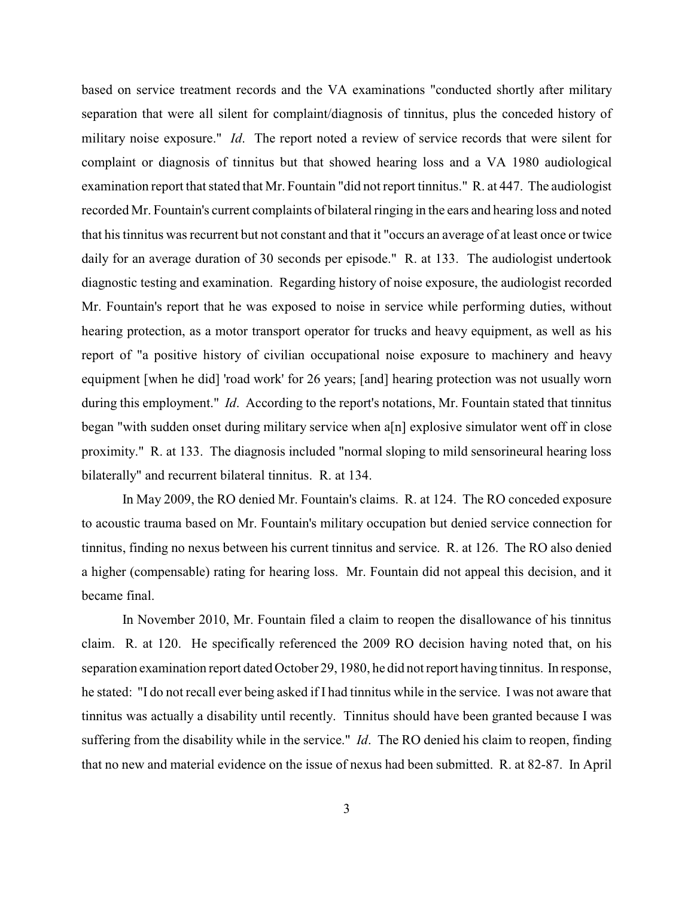based on service treatment records and the VA examinations "conducted shortly after military separation that were all silent for complaint/diagnosis of tinnitus, plus the conceded history of military noise exposure." *Id*. The report noted a review of service records that were silent for complaint or diagnosis of tinnitus but that showed hearing loss and a VA 1980 audiological examination report that stated that Mr. Fountain "did not report tinnitus." R. at 447. The audiologist recorded Mr. Fountain's current complaints of bilateral ringing in the ears and hearing loss and noted that his tinnitus was recurrent but not constant and that it "occurs an average of at least once or twice daily for an average duration of 30 seconds per episode." R. at 133. The audiologist undertook diagnostic testing and examination. Regarding history of noise exposure, the audiologist recorded Mr. Fountain's report that he was exposed to noise in service while performing duties, without hearing protection, as a motor transport operator for trucks and heavy equipment, as well as his report of "a positive history of civilian occupational noise exposure to machinery and heavy equipment [when he did] 'road work' for 26 years; [and] hearing protection was not usually worn during this employment." *Id*. According to the report's notations, Mr. Fountain stated that tinnitus began "with sudden onset during military service when a[n] explosive simulator went off in close proximity." R. at 133. The diagnosis included "normal sloping to mild sensorineural hearing loss bilaterally" and recurrent bilateral tinnitus. R. at 134.

In May 2009, the RO denied Mr. Fountain's claims. R. at 124. The RO conceded exposure to acoustic trauma based on Mr. Fountain's military occupation but denied service connection for tinnitus, finding no nexus between his current tinnitus and service. R. at 126. The RO also denied a higher (compensable) rating for hearing loss. Mr. Fountain did not appeal this decision, and it became final.

In November 2010, Mr. Fountain filed a claim to reopen the disallowance of his tinnitus claim. R. at 120. He specifically referenced the 2009 RO decision having noted that, on his separation examination report dated October 29, 1980, he did not report having tinnitus. In response, he stated: "I do not recall ever being asked if I had tinnitus while in the service. I was not aware that tinnitus was actually a disability until recently. Tinnitus should have been granted because I was suffering from the disability while in the service." *Id*. The RO denied his claim to reopen, finding that no new and material evidence on the issue of nexus had been submitted. R. at 82-87. In April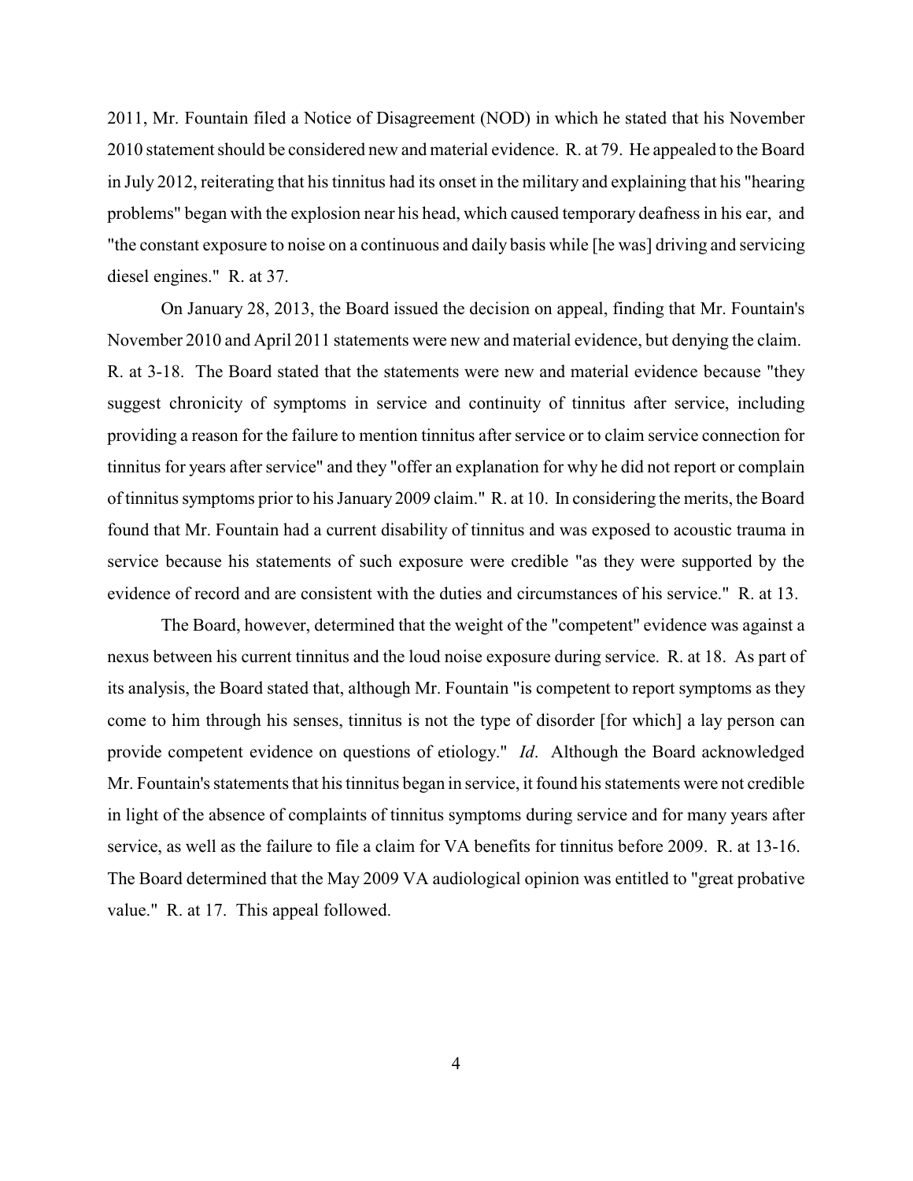2011, Mr. Fountain filed a Notice of Disagreement (NOD) in which he stated that his November 2010 statement should be considered new and material evidence. R. at 79. He appealed to the Board in July 2012, reiterating that his tinnitus had its onset in the military and explaining that his "hearing problems" began with the explosion near his head, which caused temporary deafness in his ear, and "the constant exposure to noise on a continuous and daily basis while [he was] driving and servicing diesel engines." R. at 37.

On January 28, 2013, the Board issued the decision on appeal, finding that Mr. Fountain's November 2010 and April 2011 statements were new and material evidence, but denying the claim. R. at 3-18. The Board stated that the statements were new and material evidence because "they suggest chronicity of symptoms in service and continuity of tinnitus after service, including providing a reason for the failure to mention tinnitus after service or to claim service connection for tinnitus for years after service" and they "offer an explanation for why he did not report or complain of tinnitus symptoms prior to his January 2009 claim." R. at 10. In considering the merits, the Board found that Mr. Fountain had a current disability of tinnitus and was exposed to acoustic trauma in service because his statements of such exposure were credible "as they were supported by the evidence of record and are consistent with the duties and circumstances of his service." R. at 13.

The Board, however, determined that the weight of the "competent" evidence was against a nexus between his current tinnitus and the loud noise exposure during service. R. at 18. As part of its analysis, the Board stated that, although Mr. Fountain "is competent to report symptoms as they come to him through his senses, tinnitus is not the type of disorder [for which] a lay person can provide competent evidence on questions of etiology." *Id*. Although the Board acknowledged Mr. Fountain's statements that his tinnitus began in service, it found his statements were not credible in light of the absence of complaints of tinnitus symptoms during service and for many years after service, as well as the failure to file a claim for VA benefits for tinnitus before 2009. R. at 13-16. The Board determined that the May 2009 VA audiological opinion was entitled to "great probative value." R. at 17. This appeal followed.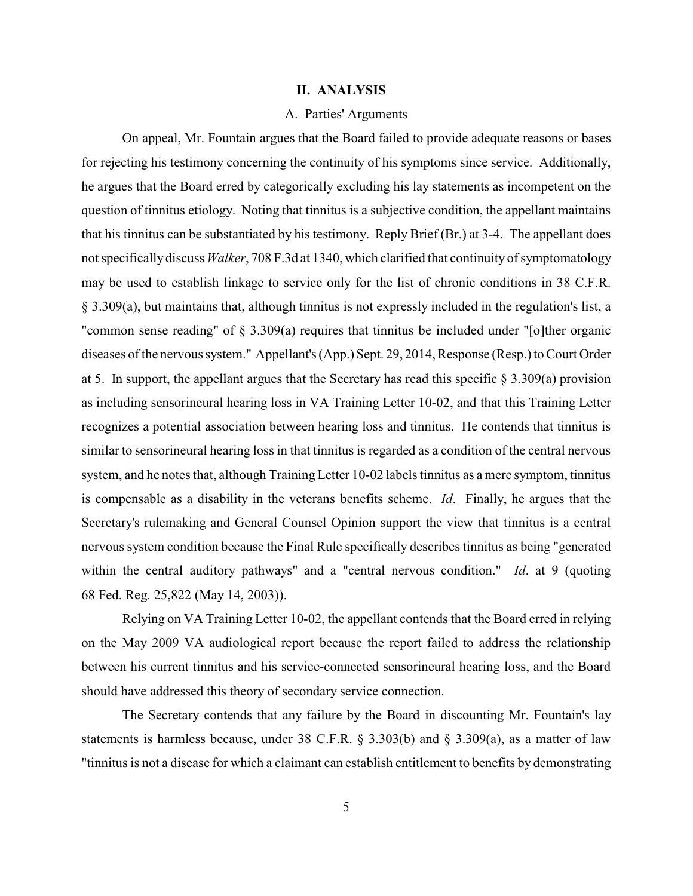## II. ANALYSIS

### A. Parties' Arguments

On appeal, Mr. Fountain argues that the Board failed to provide adequate reasons or bases for rejecting his testimony concerning the continuity of his symptoms since service. Additionally, he argues that the Board erred by categorically excluding his lay statements as incompetent on the question of tinnitus etiology. Noting that tinnitus is a subjective condition, the appellant maintains that his tinnitus can be substantiated by his testimony. Reply Brief (Br.) at 3-4. The appellant does not specifically discuss *Walker*, 708 F.3d at 1340, which clarified that continuity of symptomatology may be used to establish linkage to service only for the list of chronic conditions in 38 C.F.R. § 3.309(a), but maintains that, although tinnitus is not expressly included in the regulation's list, a "common sense reading" of § 3.309(a) requires that tinnitus be included under "[o]ther organic diseases of the nervous system." Appellant's (App.) Sept. 29, 2014, Response (Resp.) to Court Order at 5. In support, the appellant argues that the Secretary has read this specific § 3.309(a) provision as including sensorineural hearing loss in VA Training Letter 10-02, and that this Training Letter recognizes a potential association between hearing loss and tinnitus. He contends that tinnitus is similar to sensorineural hearing loss in that tinnitus is regarded as a condition of the central nervous system, and he notes that, although Training Letter 10-02 labels tinnitus as a mere symptom, tinnitus is compensable as a disability in the veterans benefits scheme. *Id*. Finally, he argues that the Secretary's rulemaking and General Counsel Opinion support the view that tinnitus is a central nervous system condition because the Final Rule specifically describes tinnitus as being "generated within the central auditory pathways" and a "central nervous condition." *Id*. at 9 (quoting 68 Fed. Reg. 25,822 (May 14, 2003)).

Relying on VA Training Letter 10-02, the appellant contends that the Board erred in relying on the May 2009 VA audiological report because the report failed to address the relationship between his current tinnitus and his service-connected sensorineural hearing loss, and the Board should have addressed this theory of secondary service connection.

The Secretary contends that any failure by the Board in discounting Mr. Fountain's lay statements is harmless because, under 38 C.F.R. § 3.303(b) and § 3.309(a), as a matter of law "tinnitus is not a disease for which a claimant can establish entitlement to benefits by demonstrating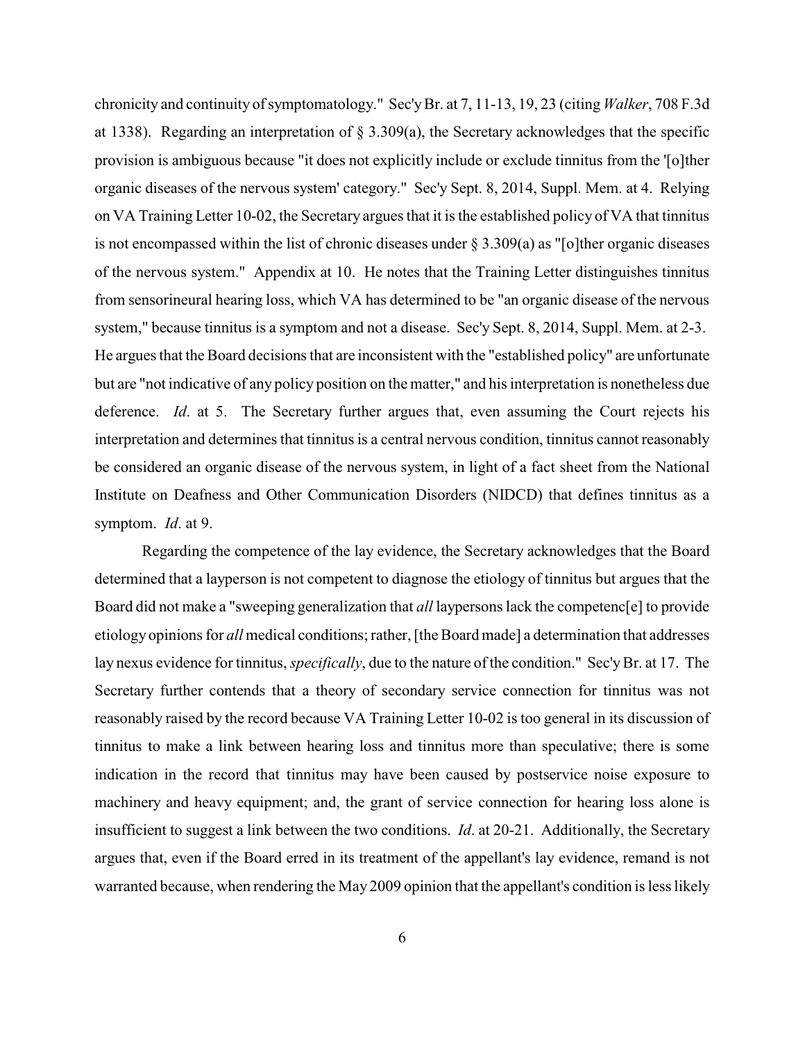chronicity and continuity of symptomatology." Sec'y Br. at 7, 11-13, 19, 23 (citing *Walker*, 708 F.3d at 1338). Regarding an interpretation of § 3.309(a), the Secretary acknowledges that the specific provision is ambiguous because "it does not explicitly include or exclude tinnitus from the '[o]ther organic diseases of the nervous system' category." Sec'y Sept. 8, 2014, Suppl. Mem. at 4. Relying on VA Training Letter 10-02, the Secretary argues that it is the established policy of VA that tinnitus is not encompassed within the list of chronic diseases under § 3.309(a) as "[o]ther organic diseases of the nervous system." Appendix at 10. He notes that the Training Letter distinguishes tinnitus from sensorineural hearing loss, which VA has determined to be "an organic disease of the nervous system," because tinnitus is a symptom and not a disease. Sec'y Sept. 8, 2014, Suppl. Mem. at 2-3. He argues that the Board decisions that are inconsistent with the "established policy" are unfortunate but are "not indicative of any policy position on the matter," and his interpretation is nonetheless due deference. *Id*. at 5. The Secretary further argues that, even assuming the Court rejects his interpretation and determines that tinnitus is a central nervous condition, tinnitus cannot reasonably be considered an organic disease of the nervous system, in light of a fact sheet from the National Institute on Deafness and Other Communication Disorders (NIDCD) that defines tinnitus as a symptom. *Id*. at 9.

Regarding the competence of the lay evidence, the Secretary acknowledges that the Board determined that a layperson is not competent to diagnose the etiology of tinnitus but argues that the Board did not make a "sweeping generalization that *all* laypersons lack the competenc[e] to provide etiology opinions for *all* medical conditions; rather, [the Board made] a determination that addresses lay nexus evidence for tinnitus, *specifically*, due to the nature of the condition." Sec'y Br. at 17. The Secretary further contends that a theory of secondary service connection for tinnitus was not reasonably raised by the record because VA Training Letter 10-02 is too general in its discussion of tinnitus to make a link between hearing loss and tinnitus more than speculative; there is some indication in the record that tinnitus may have been caused by postservice noise exposure to machinery and heavy equipment; and, the grant of service connection for hearing loss alone is insufficient to suggest a link between the two conditions. *Id*. at 20-21. Additionally, the Secretary argues that, even if the Board erred in its treatment of the appellant's lay evidence, remand is not warranted because, when rendering the May 2009 opinion that the appellant's condition is less likely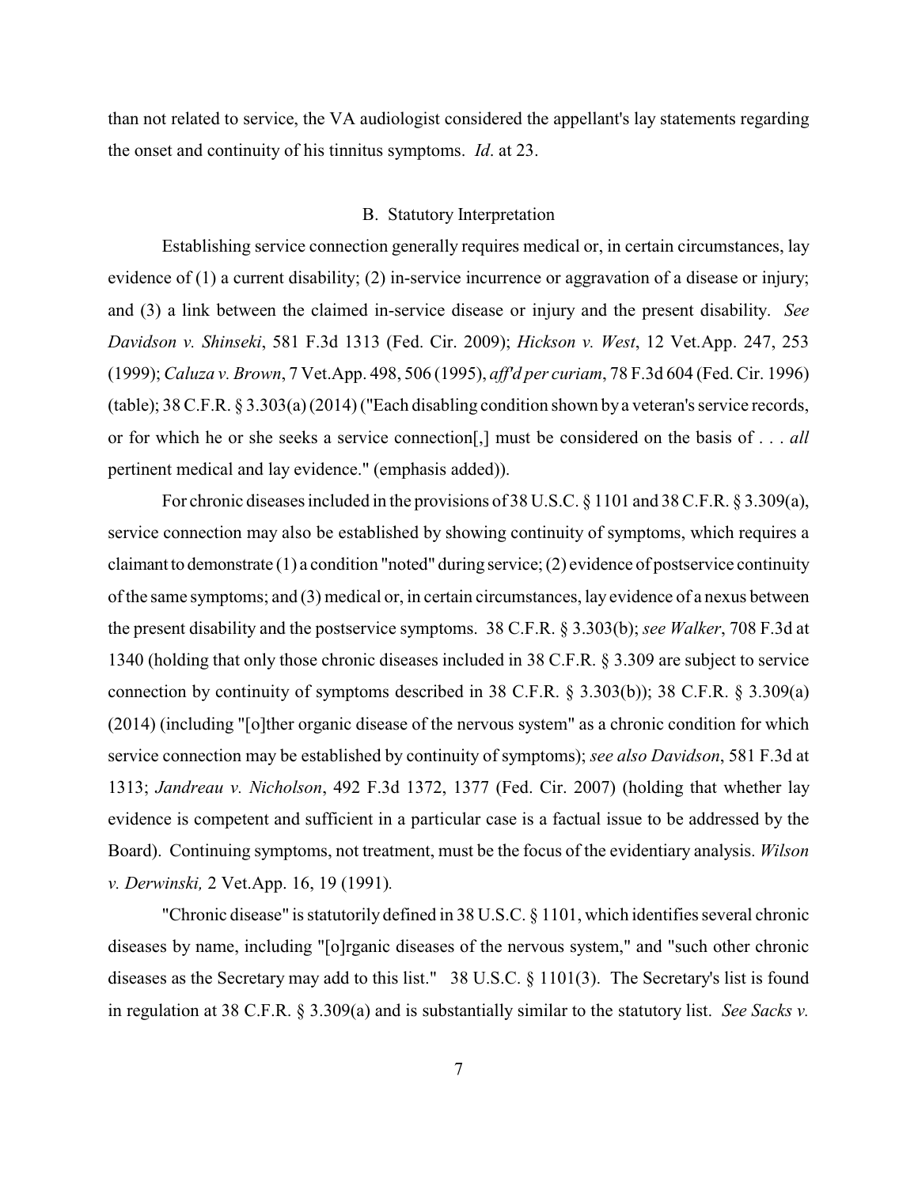than not related to service, the VA audiologist considered the appellant's lay statements regarding the onset and continuity of his tinnitus symptoms. *Id*. at 23.

### B. Statutory Interpretation

Establishing service connection generally requires medical or, in certain circumstances, lay evidence of (1) a current disability; (2) in-service incurrence or aggravation of a disease or injury; and (3) a link between the claimed in-service disease or injury and the present disability. *See Davidson v. Shinseki*, 581 F.3d 1313 (Fed. Cir. 2009); *Hickson v. West*, 12 Vet.App. 247, 253 (1999); *Caluza v. Brown*, 7 Vet.App. 498, 506 (1995), *aff'd per curiam*, 78 F.3d 604 (Fed. Cir. 1996) (table); 38 C.F.R. § 3.303(a) (2014) ("Each disabling condition shown by a veteran's service records, or for which he or she seeks a service connection[,] must be considered on the basis of . . . *all* pertinent medical and lay evidence." (emphasis added)).

For chronic diseases included in the provisions of 38 U.S.C. § 1101 and 38 C.F.R. § 3.309(a), service connection may also be established by showing continuity of symptoms, which requires a claimant to demonstrate (1) a condition "noted" during service; (2) evidence of postservice continuity of the same symptoms; and (3) medical or, in certain circumstances, lay evidence of a nexus between the present disability and the postservice symptoms. 38 C.F.R. § 3.303(b); *see Walker*, 708 F.3d at 1340 (holding that only those chronic diseases included in 38 C.F.R. § 3.309 are subject to service connection by continuity of symptoms described in 38 C.F.R. § 3.303(b)); 38 C.F.R. § 3.309(a) (2014) (including "[o]ther organic disease of the nervous system" as a chronic condition for which service connection may be established by continuity of symptoms); *see also Davidson*, 581 F.3d at 1313; *Jandreau v. Nicholson*, 492 F.3d 1372, 1377 (Fed. Cir. 2007) (holding that whether lay evidence is competent and sufficient in a particular case is a factual issue to be addressed by the Board). Continuing symptoms, not treatment, must be the focus of the evidentiary analysis. *Wilson v. Derwinski,* 2 Vet.App. 16, 19 (1991)*.*

"Chronic disease" is statutorily defined in 38 U.S.C. § 1101, which identifies several chronic diseases by name, including "[o]rganic diseases of the nervous system," and "such other chronic diseases as the Secretary may add to this list." 38 U.S.C. § 1101(3). The Secretary's list is found in regulation at 38 C.F.R. § 3.309(a) and is substantially similar to the statutory list. *See Sacks v.*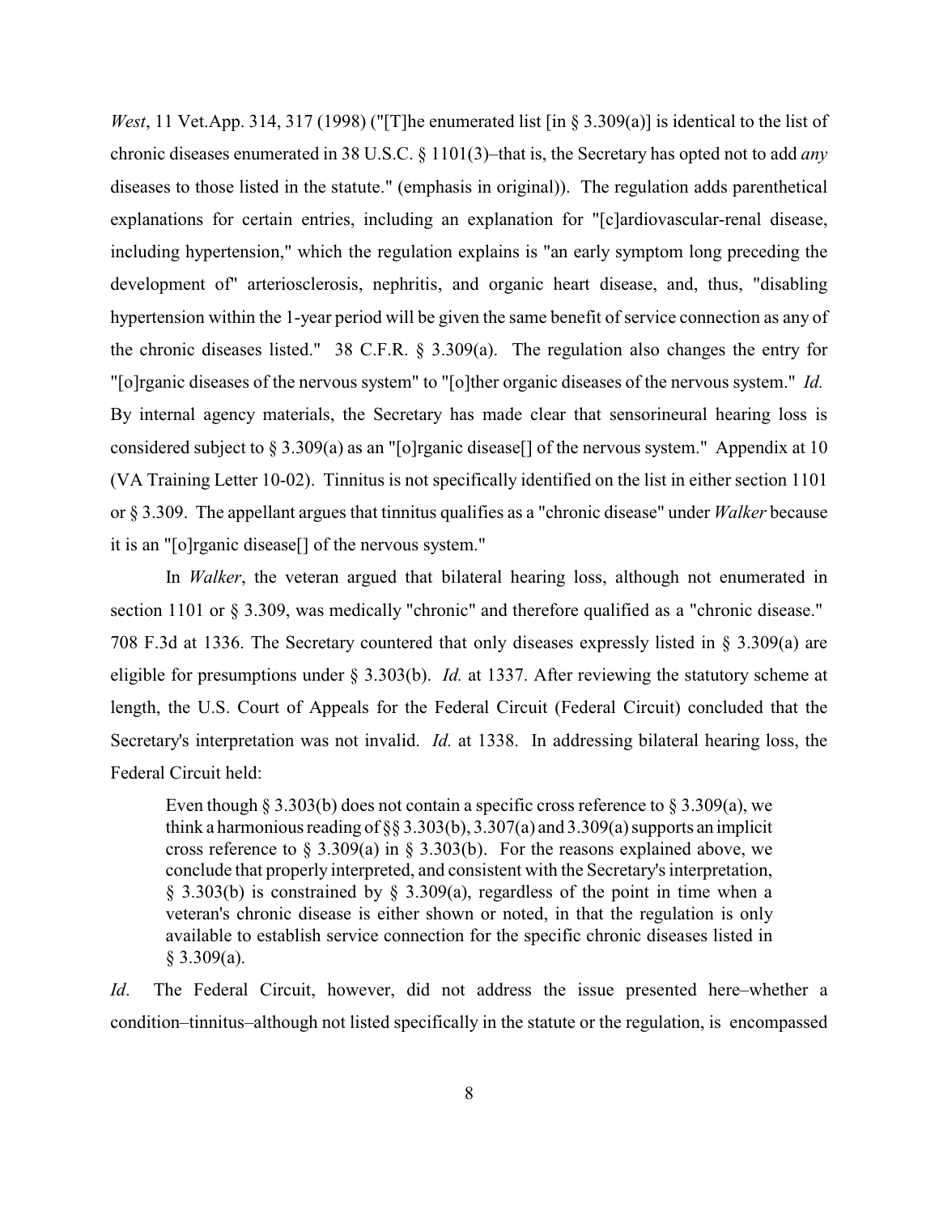*West*, 11 Vet.App. 314, 317 (1998) ("[T]he enumerated list [in § 3.309(a)] is identical to the list of chronic diseases enumerated in 38 U.S.C. § 1101(3)–that is, the Secretary has opted not to add *any* diseases to those listed in the statute." (emphasis in original)). The regulation adds parenthetical explanations for certain entries, including an explanation for "[c]ardiovascular-renal disease, including hypertension," which the regulation explains is "an early symptom long preceding the development of" arteriosclerosis, nephritis, and organic heart disease, and, thus, "disabling hypertension within the 1-year period will be given the same benefit of service connection as any of the chronic diseases listed." 38 C.F.R. § 3.309(a). The regulation also changes the entry for "[o]rganic diseases of the nervous system" to "[o]ther organic diseases of the nervous system." *Id.* By internal agency materials, the Secretary has made clear that sensorineural hearing loss is considered subject to § 3.309(a) as an "[o]rganic disease[] of the nervous system." Appendix at 10 (VA Training Letter 10-02). Tinnitus is not specifically identified on the list in either section 1101 or § 3.309. The appellant argues that tinnitus qualifies as a "chronic disease" under *Walker* because it is an "[o]rganic disease[] of the nervous system."

In *Walker*, the veteran argued that bilateral hearing loss, although not enumerated in section 1101 or § 3.309, was medically "chronic" and therefore qualified as a "chronic disease." 708 F.3d at 1336. The Secretary countered that only diseases expressly listed in § 3.309(a) are eligible for presumptions under § 3.303(b). *Id.* at 1337. After reviewing the statutory scheme at length, the U.S. Court of Appeals for the Federal Circuit (Federal Circuit) concluded that the Secretary's interpretation was not invalid. *Id.* at 1338. In addressing bilateral hearing loss, the Federal Circuit held:

> Even though § 3.303(b) does not contain a specific cross reference to § 3.309(a), we think a harmonious reading of §§ 3.303(b), 3.307(a) and 3.309(a) supports an implicit cross reference to § 3.309(a) in § 3.303(b). For the reasons explained above, we conclude that properly interpreted, and consistent with the Secretary's interpretation, § 3.303(b) is constrained by § 3.309(a), regardless of the point in time when a veteran's chronic disease is either shown or noted, in that the regulation is only available to establish service connection for the specific chronic diseases listed in § 3.309(a).

*Id*. The Federal Circuit, however, did not address the issue presented here–whether a condition–tinnitus–although not listed specifically in the statute or the regulation, is encompassed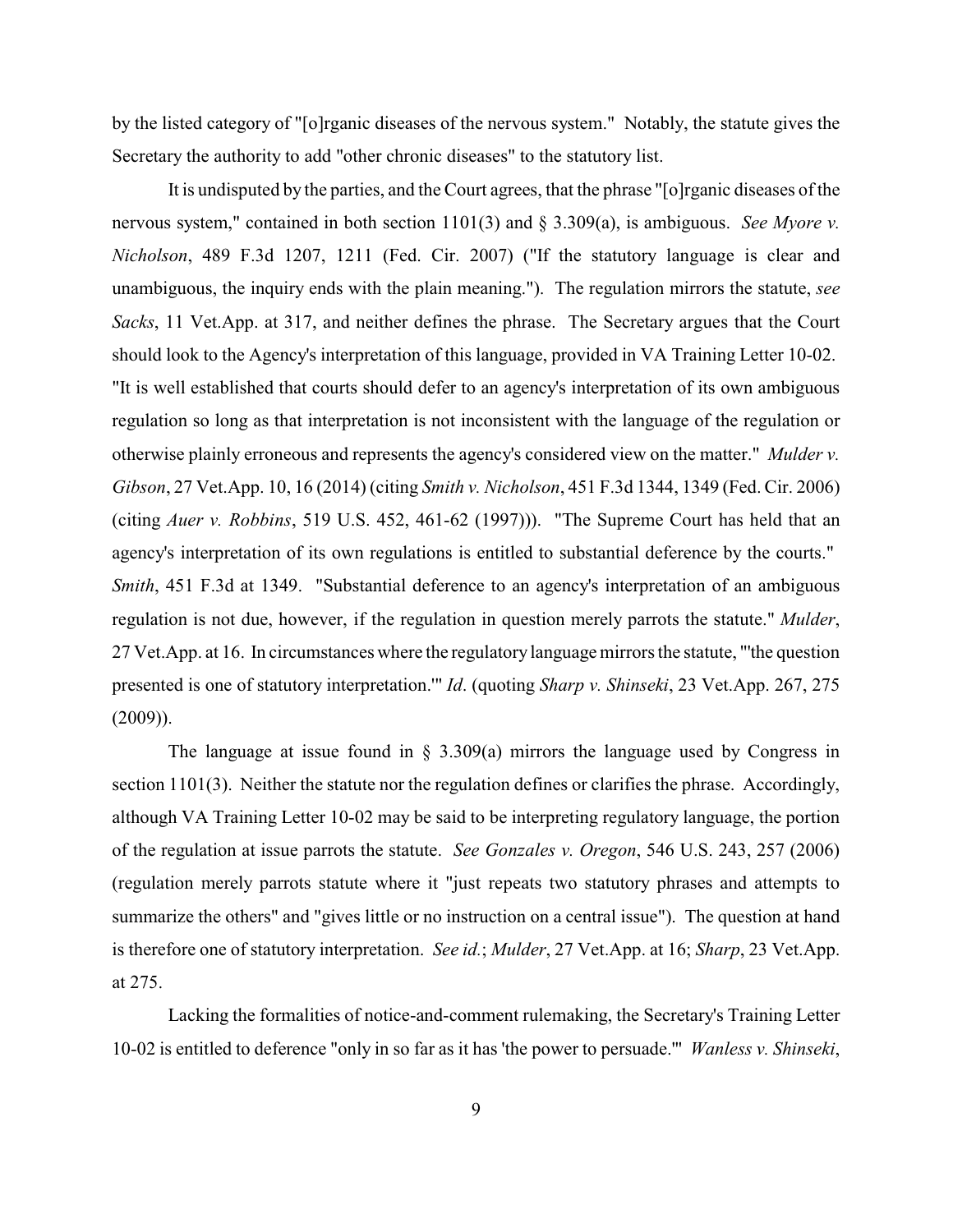by the listed category of "[o]rganic diseases of the nervous system." Notably, the statute gives the Secretary the authority to add "other chronic diseases" to the statutory list.

It is undisputed by the parties, and the Court agrees, that the phrase "[o]rganic diseases of the nervous system," contained in both section 1101(3) and § 3.309(a), is ambiguous. *See Myore v. Nicholson*, 489 F.3d 1207, 1211 (Fed. Cir. 2007) ("If the statutory language is clear and unambiguous, the inquiry ends with the plain meaning."). The regulation mirrors the statute, *see Sacks*, 11 Vet.App. at 317, and neither defines the phrase. The Secretary argues that the Court should look to the Agency's interpretation of this language, provided in VA Training Letter 10-02. "It is well established that courts should defer to an agency's interpretation of its own ambiguous regulation so long as that interpretation is not inconsistent with the language of the regulation or otherwise plainly erroneous and represents the agency's considered view on the matter." *Mulder v. Gibson*, 27 Vet.App. 10, 16 (2014) (citing *Smith v. Nicholson*, 451 F.3d 1344, 1349 (Fed. Cir. 2006) (citing *Auer v. Robbins*, 519 U.S. 452, 461-62 (1997))). "The Supreme Court has held that an agency's interpretation of its own regulations is entitled to substantial deference by the courts." *Smith*, 451 F.3d at 1349. "Substantial deference to an agency's interpretation of an ambiguous regulation is not due, however, if the regulation in question merely parrots the statute." *Mulder*, 27 Vet.App. at 16. In circumstances where the regulatory language mirrors the statute, "'the question presented is one of statutory interpretation.'" *Id*. (quoting *Sharp v. Shinseki*, 23 Vet.App. 267, 275 (2009)).

The language at issue found in § 3.309(a) mirrors the language used by Congress in section 1101(3). Neither the statute nor the regulation defines or clarifies the phrase. Accordingly, although VA Training Letter 10-02 may be said to be interpreting regulatory language, the portion of the regulation at issue parrots the statute. *See Gonzales v. Oregon*, 546 U.S. 243, 257 (2006) (regulation merely parrots statute where it "just repeats two statutory phrases and attempts to summarize the others" and "gives little or no instruction on a central issue"). The question at hand is therefore one of statutory interpretation. *See id.*; *Mulder*, 27 Vet.App. at 16; *Sharp*, 23 Vet.App. at 275.

Lacking the formalities of notice-and-comment rulemaking, the Secretary's Training Letter 10-02 is entitled to deference "only in so far as it has 'the power to persuade.'" *Wanless v. Shinseki*,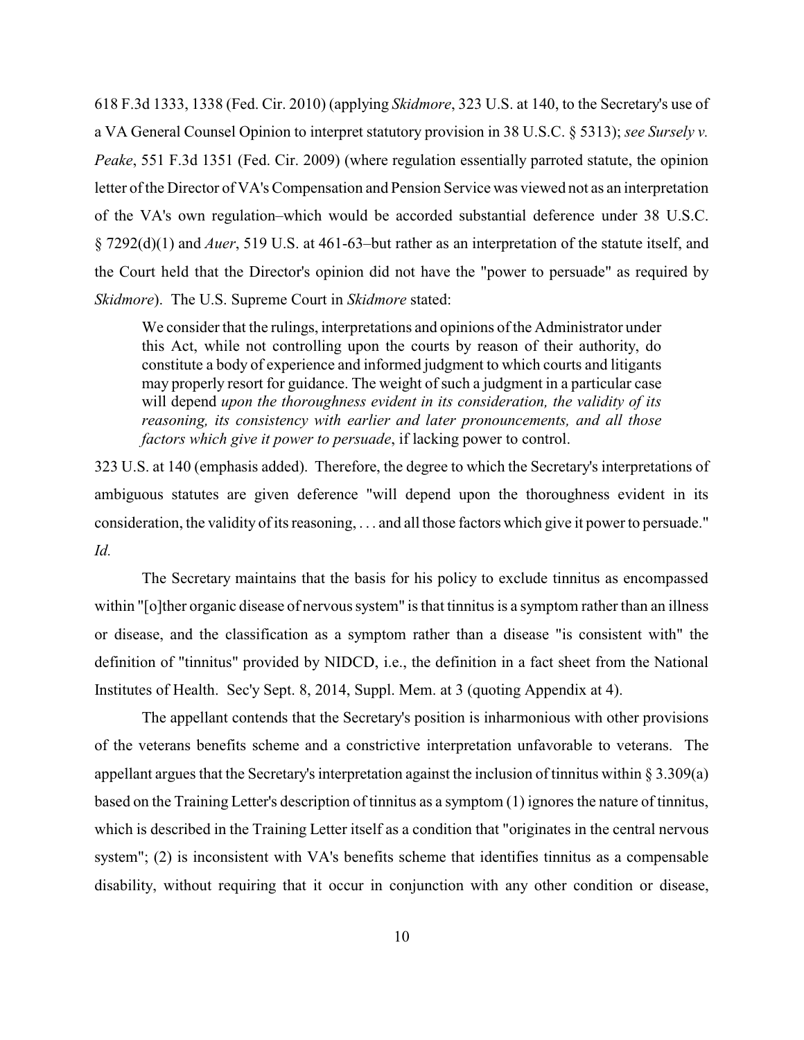618 F.3d 1333, 1338 (Fed. Cir. 2010) (applying *Skidmore*, 323 U.S. at 140, to the Secretary's use of a VA General Counsel Opinion to interpret statutory provision in 38 U.S.C. § 5313); *see Sursely v. Peake*, 551 F.3d 1351 (Fed. Cir. 2009) (where regulation essentially parroted statute, the opinion letter of the Director of VA's Compensation and Pension Service was viewed not as an interpretation of the VA's own regulation–which would be accorded substantial deference under 38 U.S.C. § 7292(d)(1) and *Auer*, 519 U.S. at 461-63–but rather as an interpretation of the statute itself, and the Court held that the Director's opinion did not have the "power to persuade" as required by *Skidmore*). The U.S. Supreme Court in *Skidmore* stated:

> We consider that the rulings, interpretations and opinions of the Administrator under this Act, while not controlling upon the courts by reason of their authority, do constitute a body of experience and informed judgment to which courts and litigants may properly resort for guidance. The weight of such a judgment in a particular case will depend *upon the thoroughness evident in its consideration, the validity of its reasoning, its consistency with earlier and later pronouncements, and all those factors which give it power to persuade*, if lacking power to control.

323 U.S. at 140 (emphasis added). Therefore, the degree to which the Secretary's interpretations of ambiguous statutes are given deference "will depend upon the thoroughness evident in its consideration, the validity of its reasoning, . . . and all those factors which give it power to persuade." *Id.*

The Secretary maintains that the basis for his policy to exclude tinnitus as encompassed within "[o]ther organic disease of nervous system" is that tinnitus is a symptom rather than an illness or disease, and the classification as a symptom rather than a disease "is consistent with" the definition of "tinnitus" provided by NIDCD, i.e., the definition in a fact sheet from the National Institutes of Health. Sec'y Sept. 8, 2014, Suppl. Mem. at 3 (quoting Appendix at 4).

The appellant contends that the Secretary's position is inharmonious with other provisions of the veterans benefits scheme and a constrictive interpretation unfavorable to veterans. The appellant argues that the Secretary's interpretation against the inclusion of tinnitus within § 3.309(a) based on the Training Letter's description of tinnitus as a symptom (1) ignores the nature of tinnitus, which is described in the Training Letter itself as a condition that "originates in the central nervous system"; (2) is inconsistent with VA's benefits scheme that identifies tinnitus as a compensable disability, without requiring that it occur in conjunction with any other condition or disease,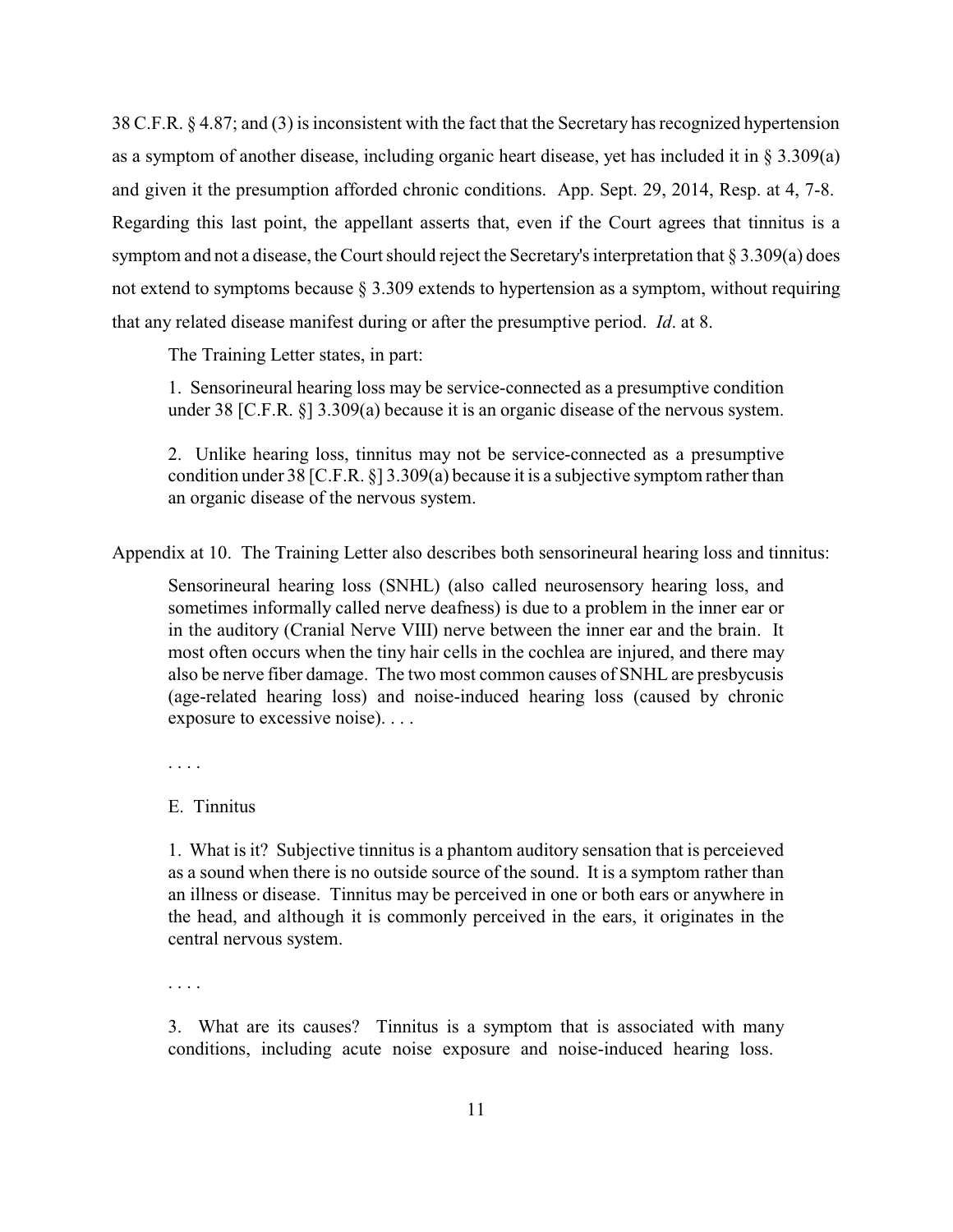38 C.F.R. § 4.87; and (3) is inconsistent with the fact that the Secretary has recognized hypertension as a symptom of another disease, including organic heart disease, yet has included it in § 3.309(a) and given it the presumption afforded chronic conditions. App. Sept. 29, 2014, Resp. at 4, 7-8. Regarding this last point, the appellant asserts that, even if the Court agrees that tinnitus is a symptom and not a disease, the Court should reject the Secretary's interpretation that § 3.309(a) does not extend to symptoms because § 3.309 extends to hypertension as a symptom, without requiring that any related disease manifest during or after the presumptive period. *Id*. at 8.

The Training Letter states, in part:

> 1. Sensorineural hearing loss may be service-connected as a presumptive condition under 38 [C.F.R. §] 3.309(a) because it is an organic disease of the nervous system.
>
> 2. Unlike hearing loss, tinnitus may not be service-connected as a presumptive condition under 38 [C.F.R. §] 3.309(a) because it is a subjective symptom rather than an organic disease of the nervous system.

Appendix at 10. The Training Letter also describes both sensorineural hearing loss and tinnitus:

> Sensorineural hearing loss (SNHL) (also called neurosensory hearing loss, and sometimes informally called nerve deafness) is due to a problem in the inner ear or in the auditory (Cranial Nerve VIII) nerve between the inner ear and the brain. It most often occurs when the tiny hair cells in the cochlea are injured, and there may also be nerve fiber damage. The two most common causes of SNHL are presbycusis (age-related hearing loss) and noise-induced hearing loss (caused by chronic exposure to excessive noise). . . .
>
> . . . .
>
> E. Tinnitus
>
> 1. What is it? Subjective tinnitus is a phantom auditory sensation that is perceieved as a sound when there is no outside source of the sound. It is a symptom rather than an illness or disease. Tinnitus may be perceived in one or both ears or anywhere in the head, and although it is commonly perceived in the ears, it originates in the central nervous system.
>
> . . . .
>
> 3. What are its causes? Tinnitus is a symptom that is associated with many conditions, including acute noise exposure and noise-induced hearing loss.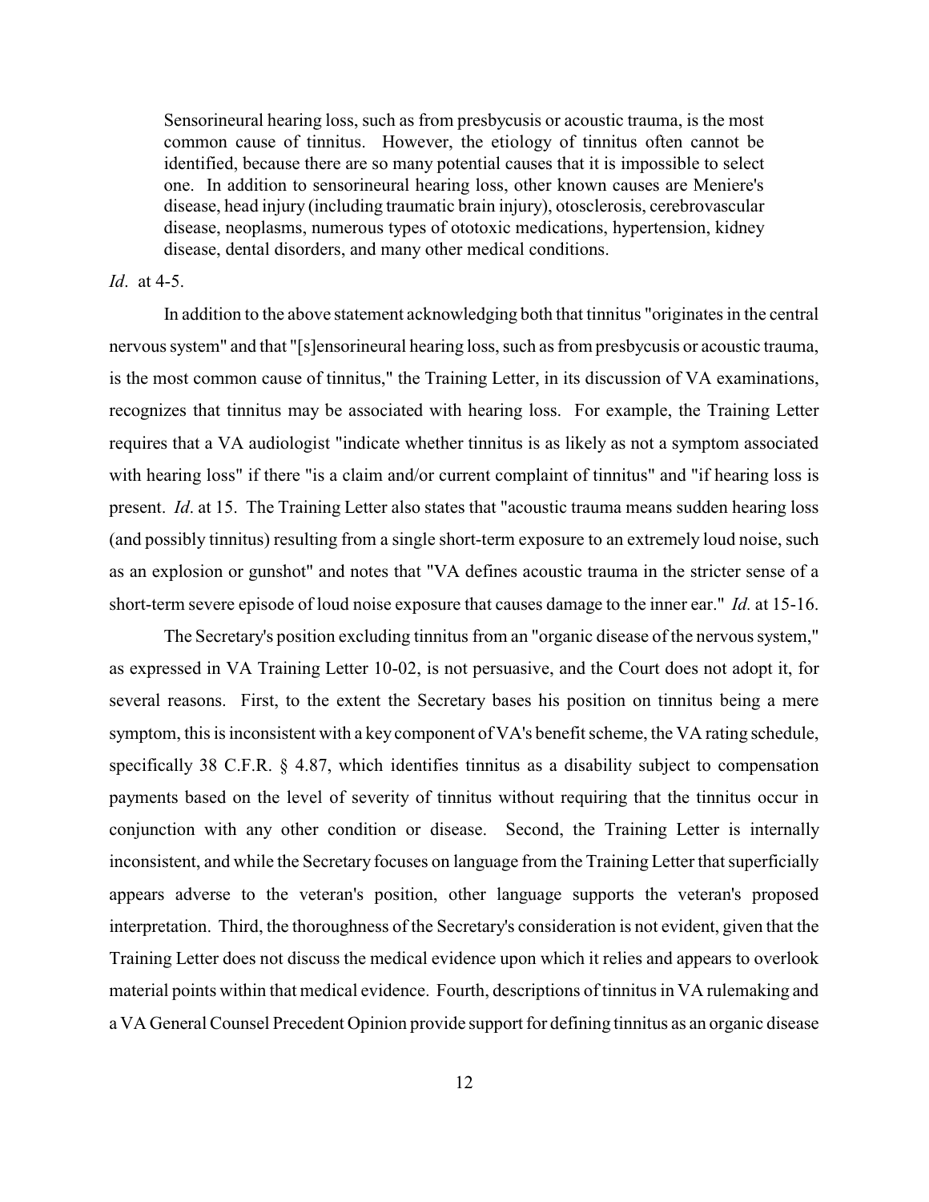> Sensorineural hearing loss, such as from presbycusis or acoustic trauma, is the most common cause of tinnitus. However, the etiology of tinnitus often cannot be identified, because there are so many potential causes that it is impossible to select one. In addition to sensorineural hearing loss, other known causes are Meniere's disease, head injury (including traumatic brain injury), otosclerosis, cerebrovascular disease, neoplasms, numerous types of ototoxic medications, hypertension, kidney disease, dental disorders, and many other medical conditions.

*Id*. at 4-5.

In addition to the above statement acknowledging both that tinnitus "originates in the central nervous system" and that "[s]ensorineural hearing loss, such as from presbycusis or acoustic trauma, is the most common cause of tinnitus," the Training Letter, in its discussion of VA examinations, recognizes that tinnitus may be associated with hearing loss. For example, the Training Letter requires that a VA audiologist "indicate whether tinnitus is as likely as not a symptom associated with hearing loss" if there "is a claim and/or current complaint of tinnitus" and "if hearing loss is present. *Id*. at 15. The Training Letter also states that "acoustic trauma means sudden hearing loss (and possibly tinnitus) resulting from a single short-term exposure to an extremely loud noise, such as an explosion or gunshot" and notes that "VA defines acoustic trauma in the stricter sense of a short-term severe episode of loud noise exposure that causes damage to the inner ear." *Id.* at 15-16.

The Secretary's position excluding tinnitus from an "organic disease of the nervous system," as expressed in VA Training Letter 10-02, is not persuasive, and the Court does not adopt it, for several reasons. First, to the extent the Secretary bases his position on tinnitus being a mere symptom, this is inconsistent with a key component of VA's benefit scheme, the VA rating schedule, specifically 38 C.F.R. § 4.87, which identifies tinnitus as a disability subject to compensation payments based on the level of severity of tinnitus without requiring that the tinnitus occur in conjunction with any other condition or disease. Second, the Training Letter is internally inconsistent, and while the Secretary focuses on language from the Training Letter that superficially appears adverse to the veteran's position, other language supports the veteran's proposed interpretation. Third, the thoroughness of the Secretary's consideration is not evident, given that the Training Letter does not discuss the medical evidence upon which it relies and appears to overlook material points within that medical evidence. Fourth, descriptions of tinnitus in VA rulemaking and a VA General Counsel Precedent Opinion provide support for defining tinnitus as an organic disease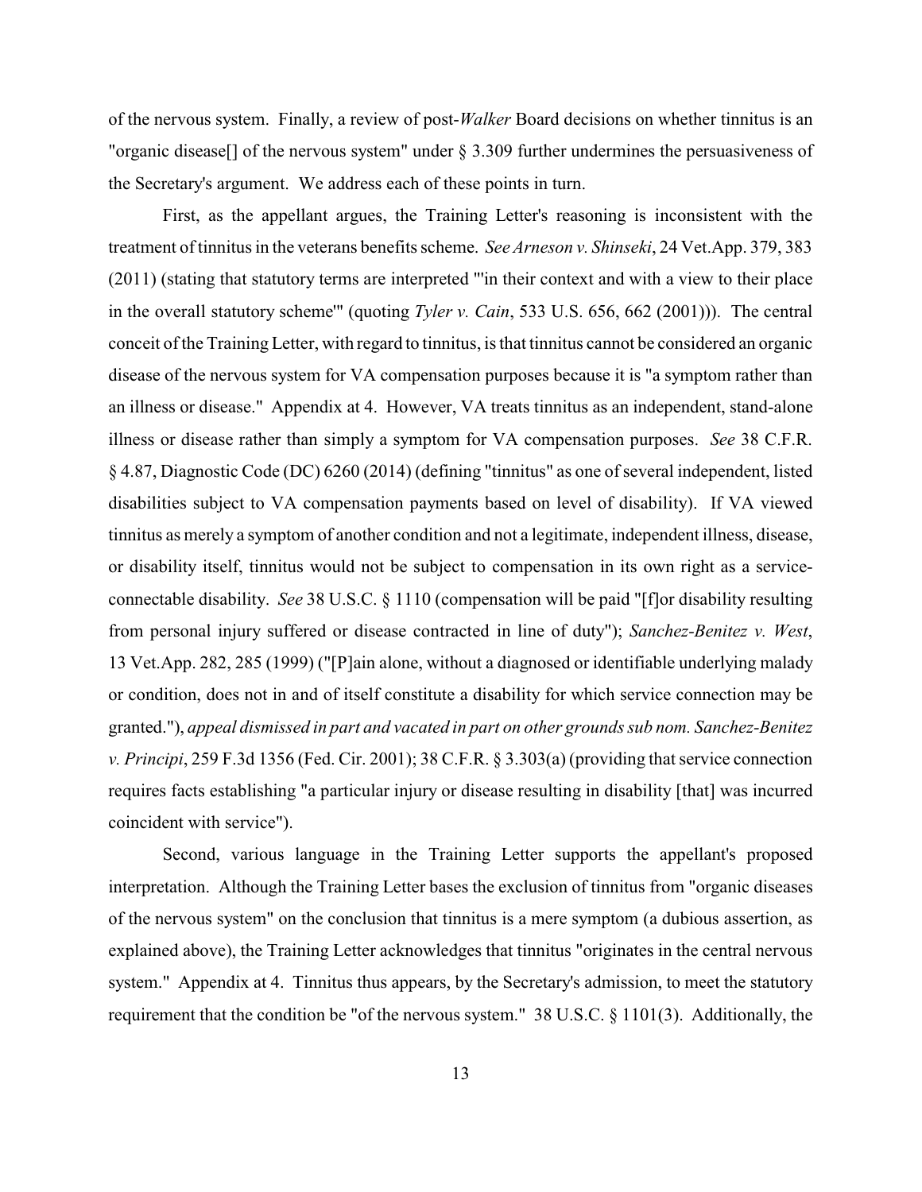of the nervous system. Finally, a review of post-*Walker* Board decisions on whether tinnitus is an "organic disease[] of the nervous system" under § 3.309 further undermines the persuasiveness of the Secretary's argument. We address each of these points in turn.

First, as the appellant argues, the Training Letter's reasoning is inconsistent with the treatment of tinnitus in the veterans benefits scheme. *See Arneson v. Shinseki*, 24 Vet.App. 379, 383 (2011) (stating that statutory terms are interpreted "'in their context and with a view to their place in the overall statutory scheme'" (quoting *Tyler v. Cain*, 533 U.S. 656, 662 (2001))). The central conceit of the Training Letter, with regard to tinnitus, is that tinnitus cannot be considered an organic disease of the nervous system for VA compensation purposes because it is "a symptom rather than an illness or disease." Appendix at 4. However, VA treats tinnitus as an independent, stand-alone illness or disease rather than simply a symptom for VA compensation purposes. *See* 38 C.F.R. § 4.87, Diagnostic Code (DC) 6260 (2014) (defining "tinnitus" as one of several independent, listed disabilities subject to VA compensation payments based on level of disability). If VA viewed tinnitus as merely a symptom of another condition and not a legitimate, independent illness, disease, or disability itself, tinnitus would not be subject to compensation in its own right as a service-connectable disability. *See* 38 U.S.C. § 1110 (compensation will be paid "[f]or disability resulting from personal injury suffered or disease contracted in line of duty"); *Sanchez-Benitez v. West*, 13 Vet.App. 282, 285 (1999) ("[P]ain alone, without a diagnosed or identifiable underlying malady or condition, does not in and of itself constitute a disability for which service connection may be granted."), *appeal dismissed in part and vacated in part on other grounds sub nom. Sanchez-Benitez v. Principi*, 259 F.3d 1356 (Fed. Cir. 2001); 38 C.F.R. § 3.303(a) (providing that service connection requires facts establishing "a particular injury or disease resulting in disability [that] was incurred coincident with service").

Second, various language in the Training Letter supports the appellant's proposed interpretation. Although the Training Letter bases the exclusion of tinnitus from "organic diseases of the nervous system" on the conclusion that tinnitus is a mere symptom (a dubious assertion, as explained above), the Training Letter acknowledges that tinnitus "originates in the central nervous system." Appendix at 4. Tinnitus thus appears, by the Secretary's admission, to meet the statutory requirement that the condition be "of the nervous system." 38 U.S.C. § 1101(3). Additionally, the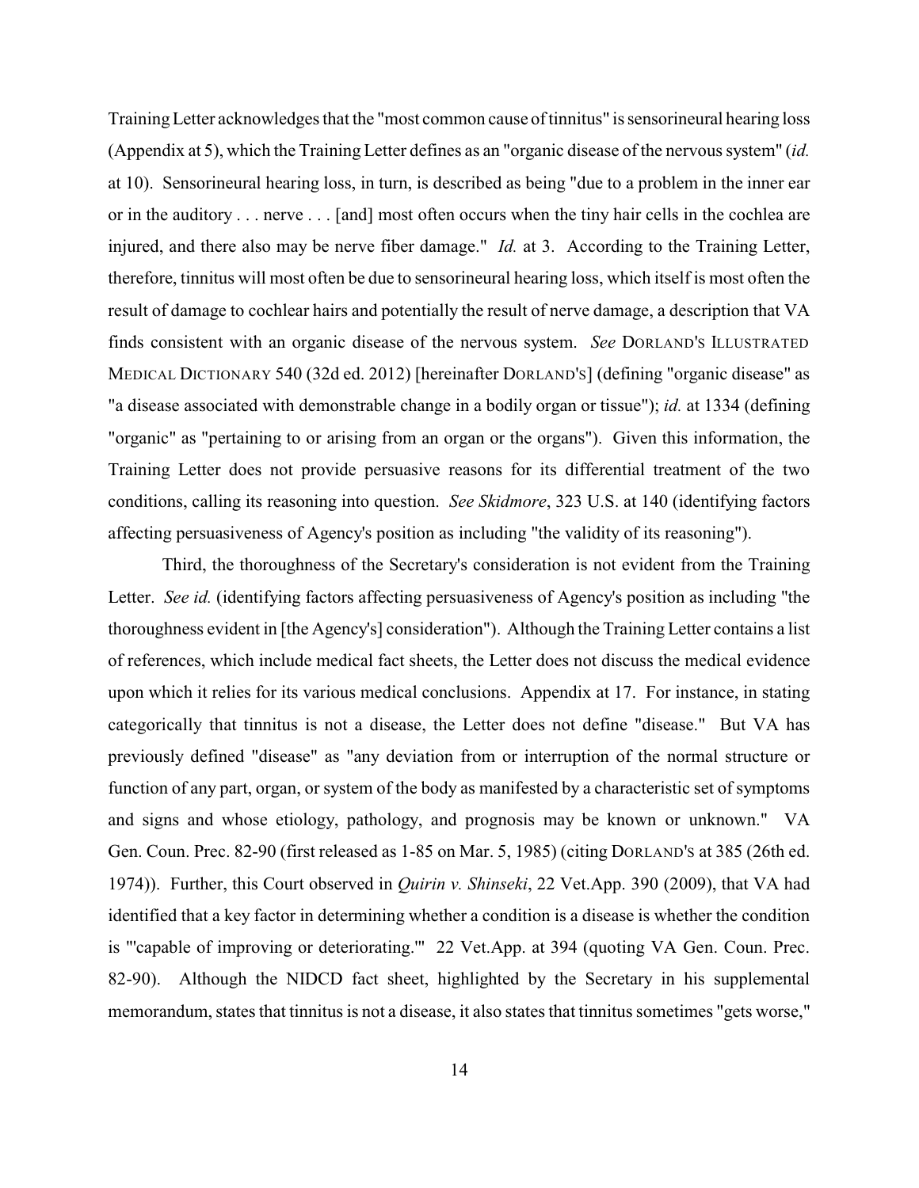Training Letter acknowledges that the "most common cause of tinnitus" is sensorineural hearing loss (Appendix at 5), which the Training Letter defines as an "organic disease of the nervous system" (*id.* at 10). Sensorineural hearing loss, in turn, is described as being "due to a problem in the inner ear or in the auditory . . . nerve . . . [and] most often occurs when the tiny hair cells in the cochlea are injured, and there also may be nerve fiber damage." *Id.* at 3. According to the Training Letter, therefore, tinnitus will most often be due to sensorineural hearing loss, which itself is most often the result of damage to cochlear hairs and potentially the result of nerve damage, a description that VA finds consistent with an organic disease of the nervous system. *See* DORLAND'S ILLUSTRATED MEDICAL DICTIONARY 540 (32d ed. 2012) [hereinafter DORLAND'S] (defining "organic disease" as "a disease associated with demonstrable change in a bodily organ or tissue"); *id.* at 1334 (defining "organic" as "pertaining to or arising from an organ or the organs"). Given this information, the Training Letter does not provide persuasive reasons for its differential treatment of the two conditions, calling its reasoning into question. *See Skidmore*, 323 U.S. at 140 (identifying factors affecting persuasiveness of Agency's position as including "the validity of its reasoning").

Third, the thoroughness of the Secretary's consideration is not evident from the Training Letter. *See id.* (identifying factors affecting persuasiveness of Agency's position as including "the thoroughness evident in [the Agency's] consideration"). Although the Training Letter contains a list of references, which include medical fact sheets, the Letter does not discuss the medical evidence upon which it relies for its various medical conclusions. Appendix at 17. For instance, in stating categorically that tinnitus is not a disease, the Letter does not define "disease." But VA has previously defined "disease" as "any deviation from or interruption of the normal structure or function of any part, organ, or system of the body as manifested by a characteristic set of symptoms and signs and whose etiology, pathology, and prognosis may be known or unknown." VA Gen. Coun. Prec. 82-90 (first released as 1-85 on Mar. 5, 1985) (citing DORLAND'S at 385 (26th ed. 1974)). Further, this Court observed in *Quirin v. Shinseki*, 22 Vet.App. 390 (2009), that VA had identified that a key factor in determining whether a condition is a disease is whether the condition is "'capable of improving or deteriorating.'" 22 Vet.App. at 394 (quoting VA Gen. Coun. Prec. 82-90). Although the NIDCD fact sheet, highlighted by the Secretary in his supplemental memorandum, states that tinnitus is not a disease, it also states that tinnitus sometimes "gets worse,"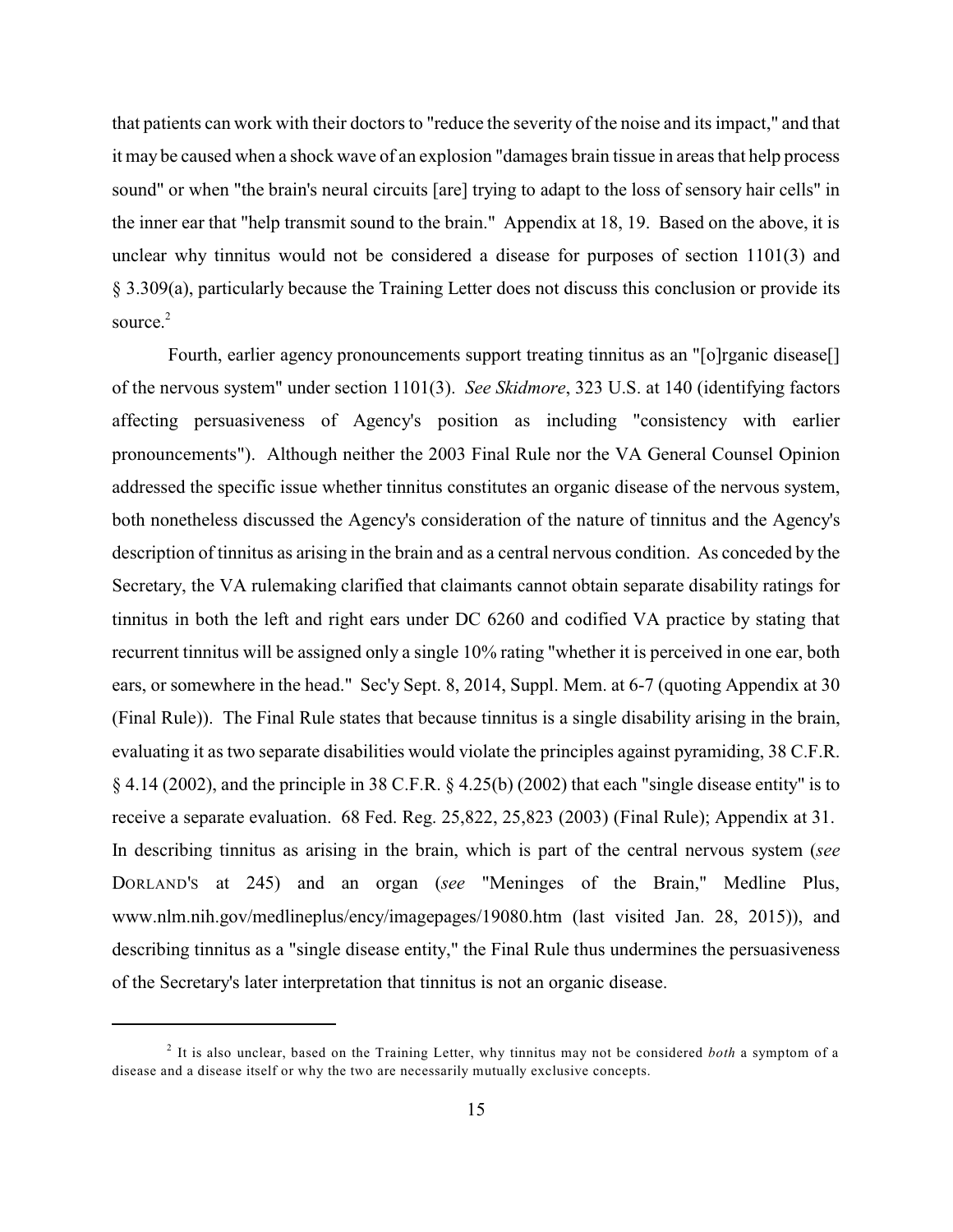that patients can work with their doctors to "reduce the severity of the noise and its impact," and that it may be caused when a shock wave of an explosion "damages brain tissue in areas that help process sound" or when "the brain's neural circuits [are] trying to adapt to the loss of sensory hair cells" in the inner ear that "help transmit sound to the brain." Appendix at 18, 19. Based on the above, it is unclear why tinnitus would not be considered a disease for purposes of section 1101(3) and § 3.309(a), particularly because the Training Letter does not discuss this conclusion or provide its source.[2]

Fourth, earlier agency pronouncements support treating tinnitus as an "[o]rganic disease[] of the nervous system" under section 1101(3). *See Skidmore*, 323 U.S. at 140 (identifying factors affecting persuasiveness of Agency's position as including "consistency with earlier pronouncements"). Although neither the 2003 Final Rule nor the VA General Counsel Opinion addressed the specific issue whether tinnitus constitutes an organic disease of the nervous system, both nonetheless discussed the Agency's consideration of the nature of tinnitus and the Agency's description of tinnitus as arising in the brain and as a central nervous condition. As conceded by the Secretary, the VA rulemaking clarified that claimants cannot obtain separate disability ratings for tinnitus in both the left and right ears under DC 6260 and codified VA practice by stating that recurrent tinnitus will be assigned only a single 10% rating "whether it is perceived in one ear, both ears, or somewhere in the head." Sec'y Sept. 8, 2014, Suppl. Mem. at 6-7 (quoting Appendix at 30 (Final Rule)). The Final Rule states that because tinnitus is a single disability arising in the brain, evaluating it as two separate disabilities would violate the principles against pyramiding, 38 C.F.R. § 4.14 (2002), and the principle in 38 C.F.R. § 4.25(b) (2002) that each "single disease entity" is to receive a separate evaluation. 68 Fed. Reg. 25,822, 25,823 (2003) (Final Rule); Appendix at 31. In describing tinnitus as arising in the brain, which is part of the central nervous system (*see* DORLAND'S at 245) and an organ (*see* "Meninges of the Brain," Medline Plus, www.nlm.nih.gov/medlineplus/ency/imagepages/19080.htm (last visited Jan. 28, 2015)), and describing tinnitus as a "single disease entity," the Final Rule thus undermines the persuasiveness of the Secretary's later interpretation that tinnitus is not an organic disease.

[2] It is also unclear, based on the Training Letter, why tinnitus may not be considered *both* a symptom of a disease and a disease itself or why the two are necessarily mutually exclusive concepts.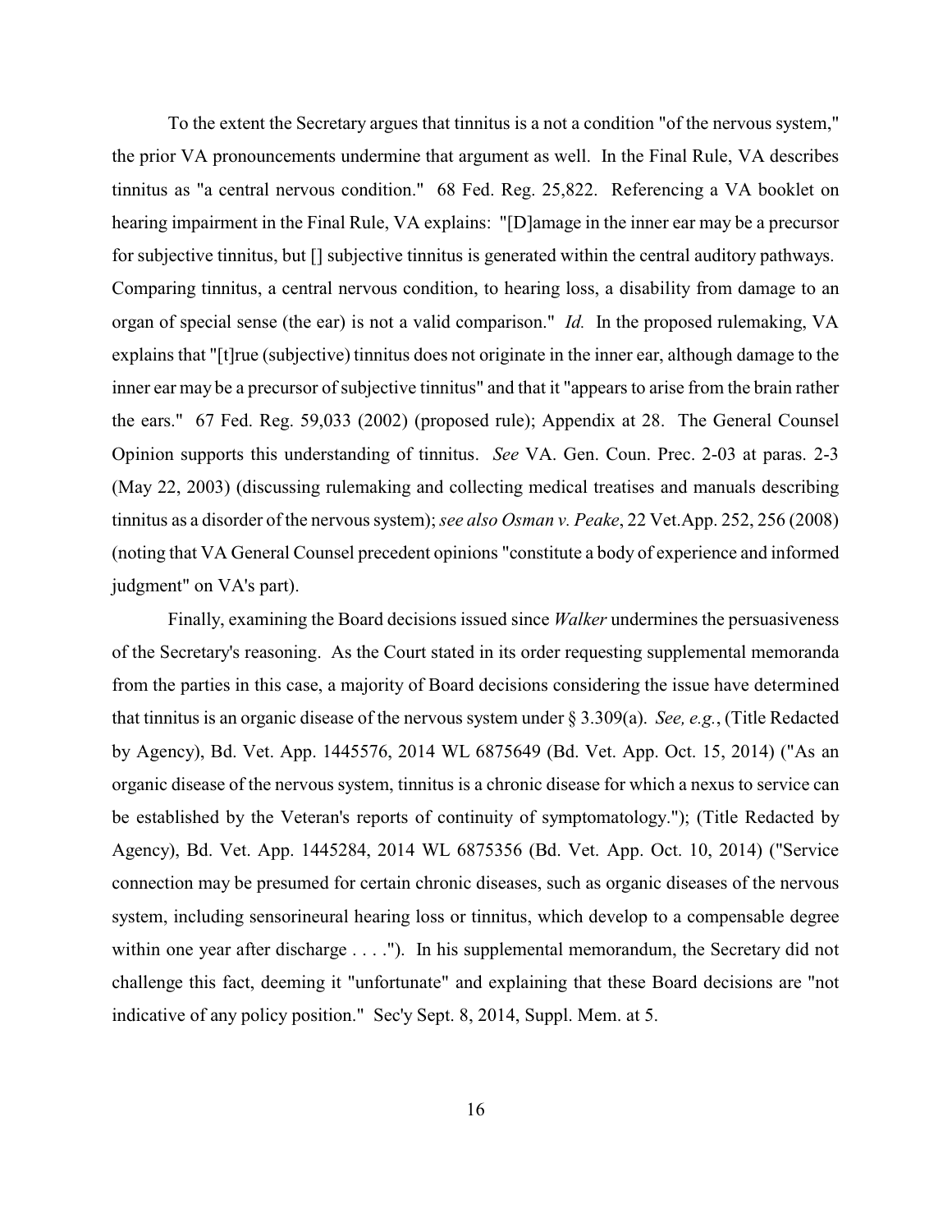To the extent the Secretary argues that tinnitus is a not a condition "of the nervous system," the prior VA pronouncements undermine that argument as well. In the Final Rule, VA describes tinnitus as "a central nervous condition." 68 Fed. Reg. 25,822. Referencing a VA booklet on hearing impairment in the Final Rule, VA explains: "[D]amage in the inner ear may be a precursor for subjective tinnitus, but [] subjective tinnitus is generated within the central auditory pathways. Comparing tinnitus, a central nervous condition, to hearing loss, a disability from damage to an organ of special sense (the ear) is not a valid comparison." *Id.* In the proposed rulemaking, VA explains that "[t]rue (subjective) tinnitus does not originate in the inner ear, although damage to the inner ear may be a precursor of subjective tinnitus" and that it "appears to arise from the brain rather the ears." 67 Fed. Reg. 59,033 (2002) (proposed rule); Appendix at 28. The General Counsel Opinion supports this understanding of tinnitus. *See* VA. Gen. Coun. Prec. 2-03 at paras. 2-3 (May 22, 2003) (discussing rulemaking and collecting medical treatises and manuals describing tinnitus as a disorder of the nervous system); *see also Osman v. Peake*, 22 Vet.App. 252, 256 (2008) (noting that VA General Counsel precedent opinions "constitute a body of experience and informed judgment" on VA's part).

Finally, examining the Board decisions issued since *Walker* undermines the persuasiveness of the Secretary's reasoning. As the Court stated in its order requesting supplemental memoranda from the parties in this case, a majority of Board decisions considering the issue have determined that tinnitus is an organic disease of the nervous system under § 3.309(a). *See, e.g.*, (Title Redacted by Agency), Bd. Vet. App. 1445576, 2014 WL 6875649 (Bd. Vet. App. Oct. 15, 2014) ("As an organic disease of the nervous system, tinnitus is a chronic disease for which a nexus to service can be established by the Veteran's reports of continuity of symptomatology."); (Title Redacted by Agency), Bd. Vet. App. 1445284, 2014 WL 6875356 (Bd. Vet. App. Oct. 10, 2014) ("Service connection may be presumed for certain chronic diseases, such as organic diseases of the nervous system, including sensorineural hearing loss or tinnitus, which develop to a compensable degree within one year after discharge . . . ."). In his supplemental memorandum, the Secretary did not challenge this fact, deeming it "unfortunate" and explaining that these Board decisions are "not indicative of any policy position." Sec'y Sept. 8, 2014, Suppl. Mem. at 5.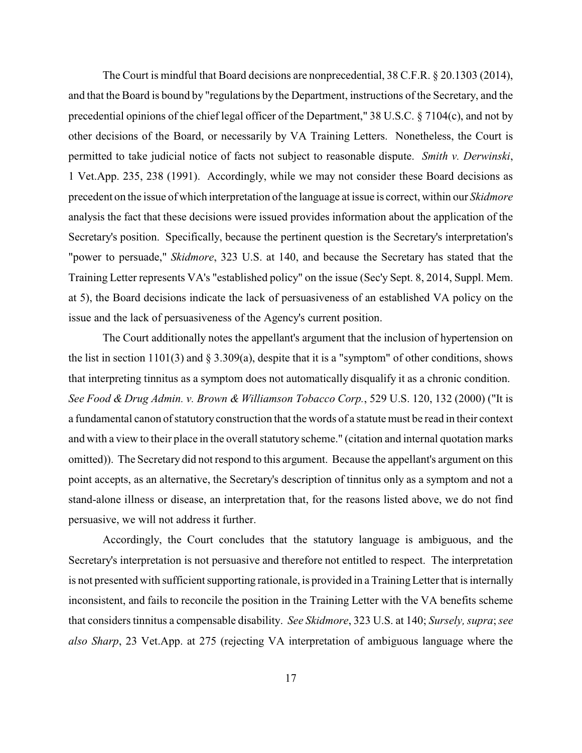The Court is mindful that Board decisions are nonprecedential, 38 C.F.R. § 20.1303 (2014), and that the Board is bound by "regulations by the Department, instructions of the Secretary, and the precedential opinions of the chief legal officer of the Department," 38 U.S.C. § 7104(c), and not by other decisions of the Board, or necessarily by VA Training Letters. Nonetheless, the Court is permitted to take judicial notice of facts not subject to reasonable dispute. *Smith v. Derwinski*, 1 Vet.App. 235, 238 (1991). Accordingly, while we may not consider these Board decisions as precedent on the issue of which interpretation of the language at issue is correct, within our *Skidmore* analysis the fact that these decisions were issued provides information about the application of the Secretary's position. Specifically, because the pertinent question is the Secretary's interpretation's "power to persuade," *Skidmore*, 323 U.S. at 140, and because the Secretary has stated that the Training Letter represents VA's "established policy" on the issue (Sec'y Sept. 8, 2014, Suppl. Mem. at 5), the Board decisions indicate the lack of persuasiveness of an established VA policy on the issue and the lack of persuasiveness of the Agency's current position.

The Court additionally notes the appellant's argument that the inclusion of hypertension on the list in section 1101(3) and § 3.309(a), despite that it is a "symptom" of other conditions, shows that interpreting tinnitus as a symptom does not automatically disqualify it as a chronic condition. *See Food & Drug Admin. v. Brown & Williamson Tobacco Corp.*, 529 U.S. 120, 132 (2000) ("It is a fundamental canon of statutory construction that the words of a statute must be read in their context and with a view to their place in the overall statutory scheme." (citation and internal quotation marks omitted)). The Secretary did not respond to this argument. Because the appellant's argument on this point accepts, as an alternative, the Secretary's description of tinnitus only as a symptom and not a stand-alone illness or disease, an interpretation that, for the reasons listed above, we do not find persuasive, we will not address it further.

Accordingly, the Court concludes that the statutory language is ambiguous, and the Secretary's interpretation is not persuasive and therefore not entitled to respect. The interpretation is not presented with sufficient supporting rationale, is provided in a Training Letter that is internally inconsistent, and fails to reconcile the position in the Training Letter with the VA benefits scheme that considers tinnitus a compensable disability. *See Skidmore*, 323 U.S. at 140; *Sursely, supra*; *see also Sharp*, 23 Vet.App. at 275 (rejecting VA interpretation of ambiguous language where the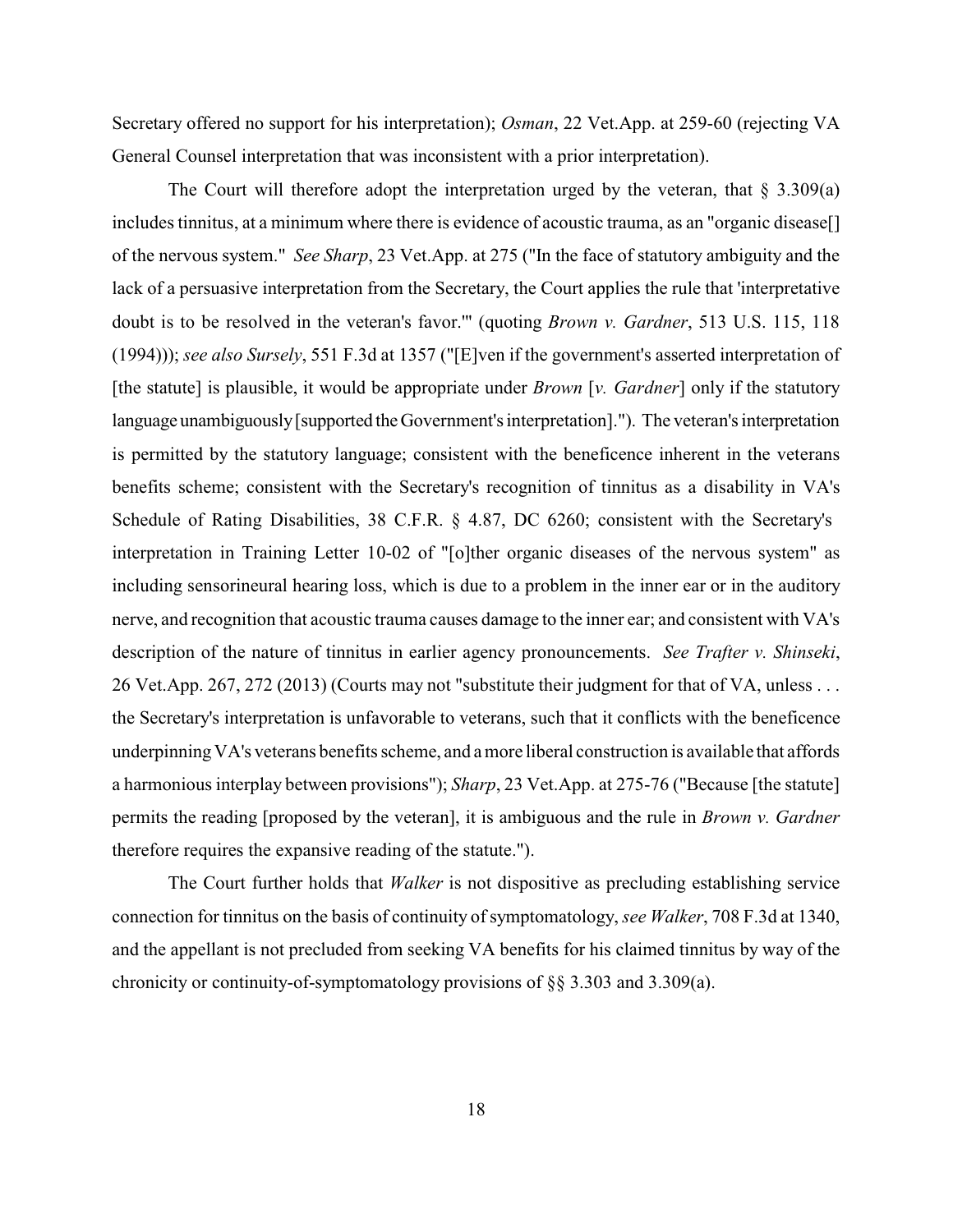Secretary offered no support for his interpretation); *Osman*, 22 Vet.App. at 259-60 (rejecting VA General Counsel interpretation that was inconsistent with a prior interpretation).

The Court will therefore adopt the interpretation urged by the veteran, that § 3.309(a) includes tinnitus, at a minimum where there is evidence of acoustic trauma, as an "organic disease[] of the nervous system." *See Sharp*, 23 Vet.App. at 275 ("In the face of statutory ambiguity and the lack of a persuasive interpretation from the Secretary, the Court applies the rule that 'interpretative doubt is to be resolved in the veteran's favor.'" (quoting *Brown v. Gardner*, 513 U.S. 115, 118 (1994))); *see also Sursely*, 551 F.3d at 1357 ("[E]ven if the government's asserted interpretation of [the statute] is plausible, it would be appropriate under *Brown* [*v. Gardner*] only if the statutory language unambiguously [supported the Government's interpretation]."). The veteran's interpretation is permitted by the statutory language; consistent with the beneficence inherent in the veterans benefits scheme; consistent with the Secretary's recognition of tinnitus as a disability in VA's Schedule of Rating Disabilities, 38 C.F.R. § 4.87, DC 6260; consistent with the Secretary's interpretation in Training Letter 10-02 of "[o]ther organic diseases of the nervous system" as including sensorineural hearing loss, which is due to a problem in the inner ear or in the auditory nerve, and recognition that acoustic trauma causes damage to the inner ear; and consistent with VA's description of the nature of tinnitus in earlier agency pronouncements. *See Trafter v. Shinseki*, 26 Vet.App. 267, 272 (2013) (Courts may not "substitute their judgment for that of VA, unless . . . the Secretary's interpretation is unfavorable to veterans, such that it conflicts with the beneficence underpinning VA's veterans benefits scheme, and a more liberal construction is available that affords a harmonious interplay between provisions"); *Sharp*, 23 Vet.App. at 275-76 ("Because [the statute] permits the reading [proposed by the veteran], it is ambiguous and the rule in *Brown v. Gardner* therefore requires the expansive reading of the statute.").

The Court further holds that *Walker* is not dispositive as precluding establishing service connection for tinnitus on the basis of continuity of symptomatology, *see Walker*, 708 F.3d at 1340, and the appellant is not precluded from seeking VA benefits for his claimed tinnitus by way of the chronicity or continuity-of-symptomatology provisions of §§ 3.303 and 3.309(a).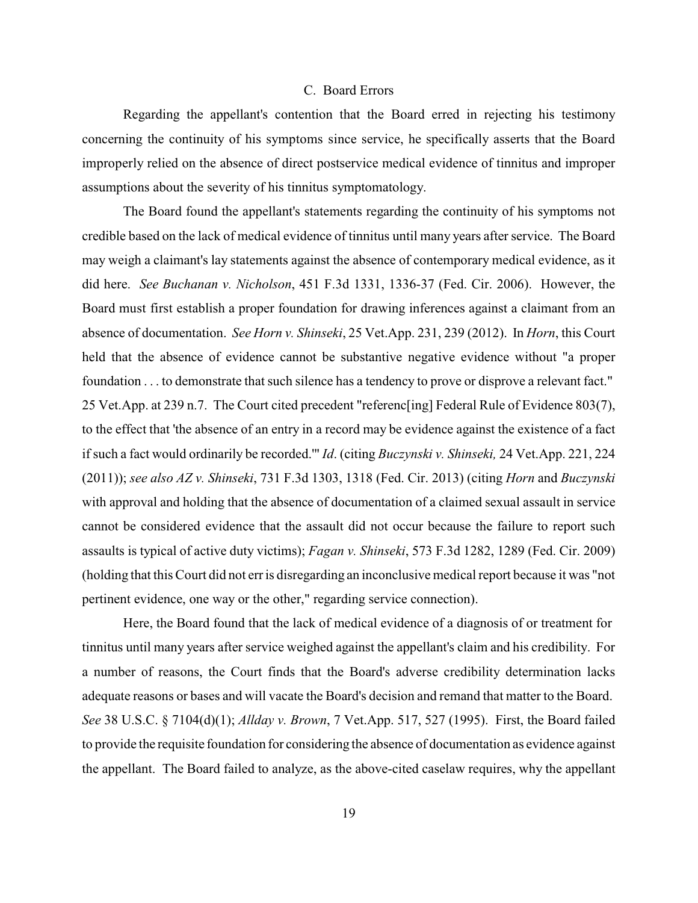### C. Board Errors

Regarding the appellant's contention that the Board erred in rejecting his testimony concerning the continuity of his symptoms since service, he specifically asserts that the Board improperly relied on the absence of direct postservice medical evidence of tinnitus and improper assumptions about the severity of his tinnitus symptomatology.

The Board found the appellant's statements regarding the continuity of his symptoms not credible based on the lack of medical evidence of tinnitus until many years after service. The Board may weigh a claimant's lay statements against the absence of contemporary medical evidence, as it did here. *See Buchanan v. Nicholson*, 451 F.3d 1331, 1336-37 (Fed. Cir. 2006). However, the Board must first establish a proper foundation for drawing inferences against a claimant from an absence of documentation. *See Horn v. Shinseki*, 25 Vet.App. 231, 239 (2012). In *Horn*, this Court held that the absence of evidence cannot be substantive negative evidence without "a proper foundation . . . to demonstrate that such silence has a tendency to prove or disprove a relevant fact." 25 Vet.App. at 239 n.7. The Court cited precedent "referenc[ing] Federal Rule of Evidence 803(7), to the effect that 'the absence of an entry in a record may be evidence against the existence of a fact if such a fact would ordinarily be recorded.'" *Id*. (citing *Buczynski v. Shinseki,* 24 Vet.App. 221, 224 (2011)); *see also AZ v. Shinseki*, 731 F.3d 1303, 1318 (Fed. Cir. 2013) (citing *Horn* and *Buczynski* with approval and holding that the absence of documentation of a claimed sexual assault in service cannot be considered evidence that the assault did not occur because the failure to report such assaults is typical of active duty victims); *Fagan v. Shinseki*, 573 F.3d 1282, 1289 (Fed. Cir. 2009) (holding that this Court did not err is disregarding an inconclusive medical report because it was "not pertinent evidence, one way or the other," regarding service connection).

Here, the Board found that the lack of medical evidence of a diagnosis of or treatment for tinnitus until many years after service weighed against the appellant's claim and his credibility. For a number of reasons, the Court finds that the Board's adverse credibility determination lacks adequate reasons or bases and will vacate the Board's decision and remand that matter to the Board. *See* 38 U.S.C. § 7104(d)(1); *Allday v. Brown*, 7 Vet.App. 517, 527 (1995). First, the Board failed to provide the requisite foundation for considering the absence of documentation as evidence against the appellant. The Board failed to analyze, as the above-cited caselaw requires, why the appellant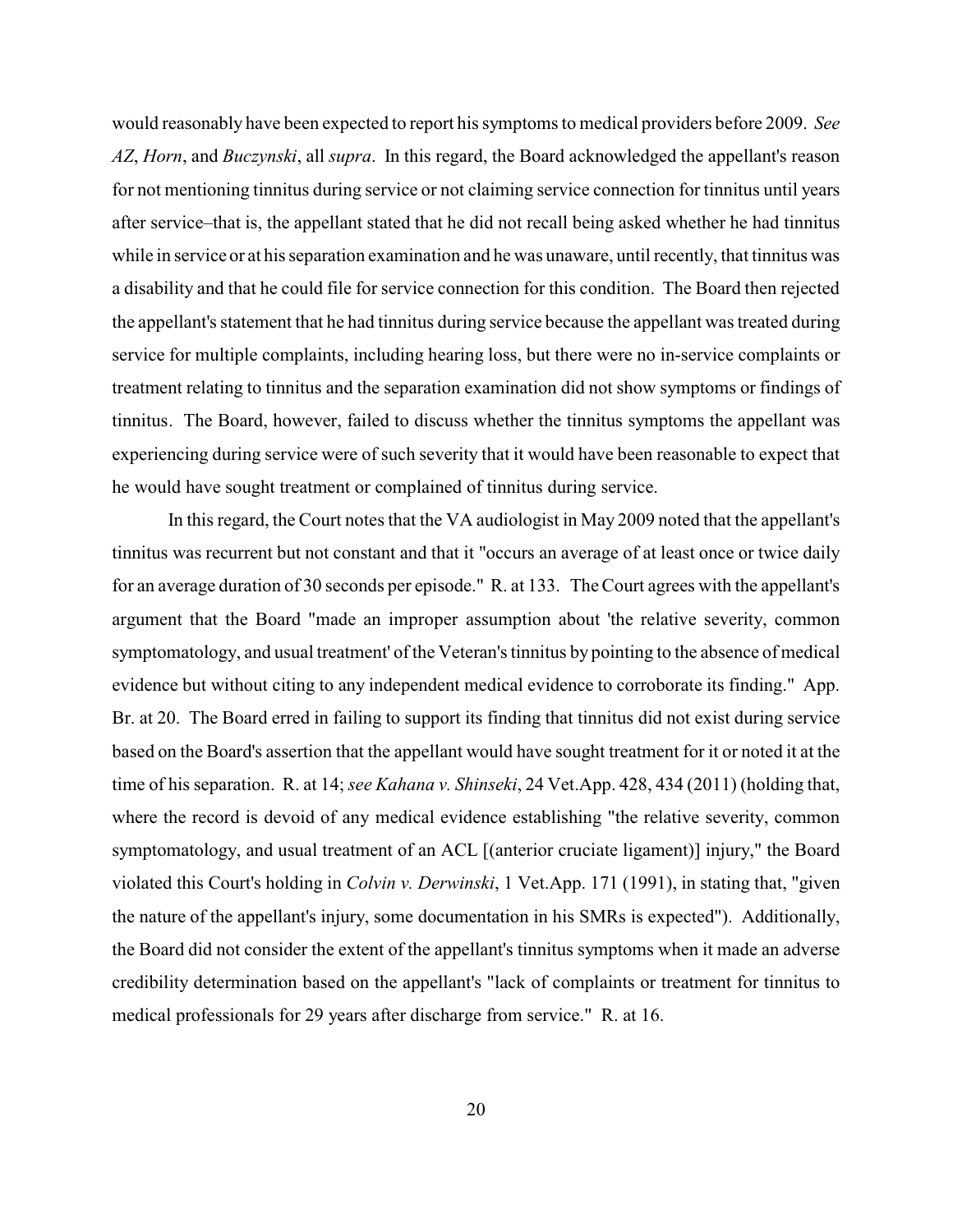would reasonably have been expected to report his symptoms to medical providers before 2009. *See AZ*, *Horn*, and *Buczynski*, all *supra*. In this regard, the Board acknowledged the appellant's reason for not mentioning tinnitus during service or not claiming service connection for tinnitus until years after service–that is, the appellant stated that he did not recall being asked whether he had tinnitus while in service or at his separation examination and he was unaware, until recently, that tinnitus was a disability and that he could file for service connection for this condition. The Board then rejected the appellant's statement that he had tinnitus during service because the appellant was treated during service for multiple complaints, including hearing loss, but there were no in-service complaints or treatment relating to tinnitus and the separation examination did not show symptoms or findings of tinnitus. The Board, however, failed to discuss whether the tinnitus symptoms the appellant was experiencing during service were of such severity that it would have been reasonable to expect that he would have sought treatment or complained of tinnitus during service.

In this regard, the Court notes that the VA audiologist in May 2009 noted that the appellant's tinnitus was recurrent but not constant and that it "occurs an average of at least once or twice daily for an average duration of 30 seconds per episode." R. at 133. The Court agrees with the appellant's argument that the Board "made an improper assumption about 'the relative severity, common symptomatology, and usual treatment' of the Veteran's tinnitus by pointing to the absence of medical evidence but without citing to any independent medical evidence to corroborate its finding." App. Br. at 20. The Board erred in failing to support its finding that tinnitus did not exist during service based on the Board's assertion that the appellant would have sought treatment for it or noted it at the time of his separation. R. at 14; *see Kahana v. Shinseki*, 24 Vet.App. 428, 434 (2011) (holding that, where the record is devoid of any medical evidence establishing "the relative severity, common symptomatology, and usual treatment of an ACL [(anterior cruciate ligament)] injury," the Board violated this Court's holding in *Colvin v. Derwinski*, 1 Vet.App. 171 (1991), in stating that, "given the nature of the appellant's injury, some documentation in his SMRs is expected"). Additionally, the Board did not consider the extent of the appellant's tinnitus symptoms when it made an adverse credibility determination based on the appellant's "lack of complaints or treatment for tinnitus to medical professionals for 29 years after discharge from service." R. at 16.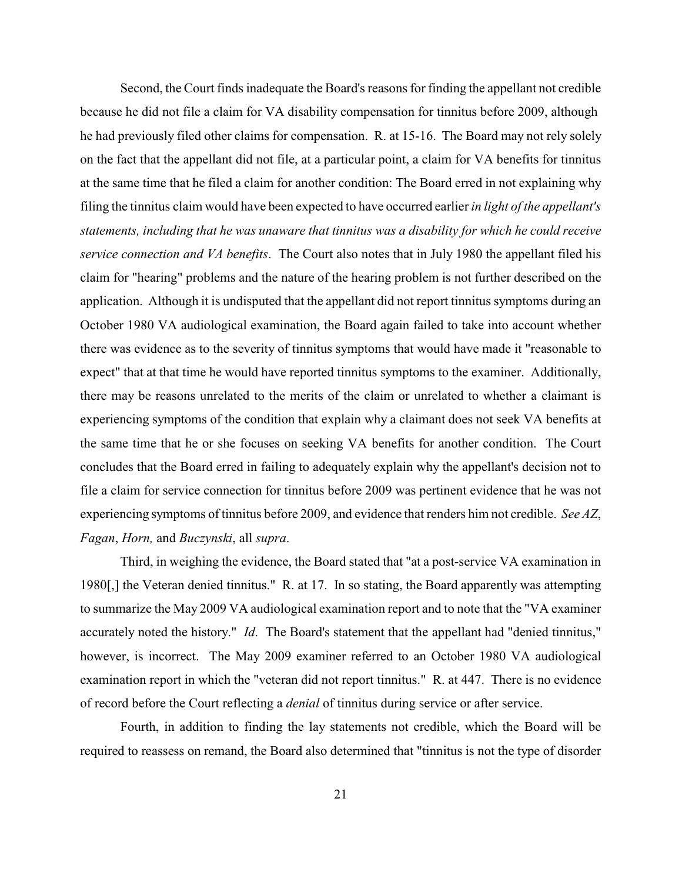Second, the Court finds inadequate the Board's reasons for finding the appellant not credible because he did not file a claim for VA disability compensation for tinnitus before 2009, although he had previously filed other claims for compensation. R. at 15-16. The Board may not rely solely on the fact that the appellant did not file, at a particular point, a claim for VA benefits for tinnitus at the same time that he filed a claim for another condition: The Board erred in not explaining why filing the tinnitus claim would have been expected to have occurred earlier *in light of the appellant's statements, including that he was unaware that tinnitus was a disability for which he could receive service connection and VA benefits*. The Court also notes that in July 1980 the appellant filed his claim for "hearing" problems and the nature of the hearing problem is not further described on the application. Although it is undisputed that the appellant did not report tinnitus symptoms during an October 1980 VA audiological examination, the Board again failed to take into account whether there was evidence as to the severity of tinnitus symptoms that would have made it "reasonable to expect" that at that time he would have reported tinnitus symptoms to the examiner. Additionally, there may be reasons unrelated to the merits of the claim or unrelated to whether a claimant is experiencing symptoms of the condition that explain why a claimant does not seek VA benefits at the same time that he or she focuses on seeking VA benefits for another condition. The Court concludes that the Board erred in failing to adequately explain why the appellant's decision not to file a claim for service connection for tinnitus before 2009 was pertinent evidence that he was not experiencing symptoms of tinnitus before 2009, and evidence that renders him not credible. *See AZ*, *Fagan*, *Horn,* and *Buczynski*, all *supra*.

Third, in weighing the evidence, the Board stated that "at a post-service VA examination in 1980[,] the Veteran denied tinnitus." R. at 17. In so stating, the Board apparently was attempting to summarize the May 2009 VA audiological examination report and to note that the "VA examiner accurately noted the history." *Id*. The Board's statement that the appellant had "denied tinnitus," however, is incorrect. The May 2009 examiner referred to an October 1980 VA audiological examination report in which the "veteran did not report tinnitus." R. at 447. There is no evidence of record before the Court reflecting a *denial* of tinnitus during service or after service.

Fourth, in addition to finding the lay statements not credible, which the Board will be required to reassess on remand, the Board also determined that "tinnitus is not the type of disorder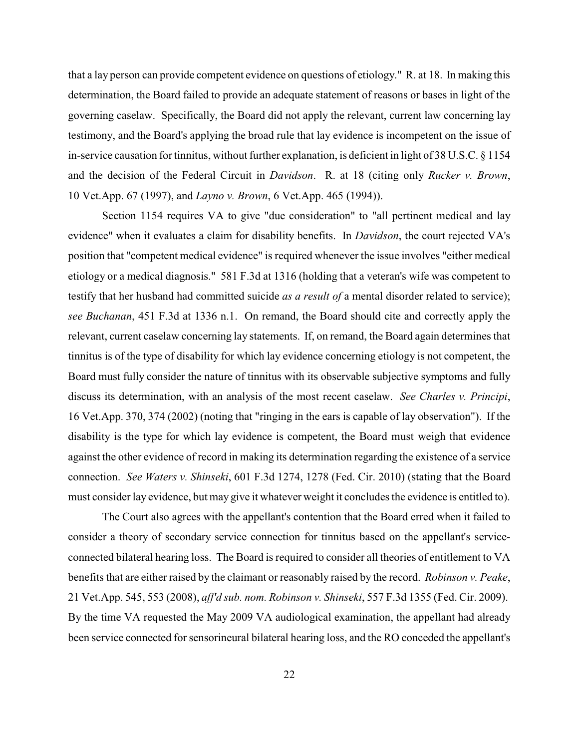that a lay person can provide competent evidence on questions of etiology." R. at 18. In making this determination, the Board failed to provide an adequate statement of reasons or bases in light of the governing caselaw. Specifically, the Board did not apply the relevant, current law concerning lay testimony, and the Board's applying the broad rule that lay evidence is incompetent on the issue of in-service causation for tinnitus, without further explanation, is deficient in light of 38 U.S.C. § 1154 and the decision of the Federal Circuit in *Davidson*. R. at 18 (citing only *Rucker v. Brown*, 10 Vet.App. 67 (1997), and *Layno v. Brown*, 6 Vet.App. 465 (1994)).

Section 1154 requires VA to give "due consideration" to "all pertinent medical and lay evidence" when it evaluates a claim for disability benefits. In *Davidson*, the court rejected VA's position that "competent medical evidence" is required whenever the issue involves "either medical etiology or a medical diagnosis." 581 F.3d at 1316 (holding that a veteran's wife was competent to testify that her husband had committed suicide *as a result of* a mental disorder related to service); *see Buchanan*, 451 F.3d at 1336 n.1. On remand, the Board should cite and correctly apply the relevant, current caselaw concerning lay statements. If, on remand, the Board again determines that tinnitus is of the type of disability for which lay evidence concerning etiology is not competent, the Board must fully consider the nature of tinnitus with its observable subjective symptoms and fully discuss its determination, with an analysis of the most recent caselaw. *See Charles v. Principi*, 16 Vet.App. 370, 374 (2002) (noting that "ringing in the ears is capable of lay observation"). If the disability is the type for which lay evidence is competent, the Board must weigh that evidence against the other evidence of record in making its determination regarding the existence of a service connection. *See Waters v. Shinseki*, 601 F.3d 1274, 1278 (Fed. Cir. 2010) (stating that the Board must consider lay evidence, but may give it whatever weight it concludes the evidence is entitled to).

The Court also agrees with the appellant's contention that the Board erred when it failed to consider a theory of secondary service connection for tinnitus based on the appellant's service-connected bilateral hearing loss. The Board is required to consider all theories of entitlement to VA benefits that are either raised by the claimant or reasonably raised by the record. *Robinson v. Peake*, 21 Vet.App. 545, 553 (2008), *aff'd sub. nom. Robinson v. Shinseki*, 557 F.3d 1355 (Fed. Cir. 2009). By the time VA requested the May 2009 VA audiological examination, the appellant had already been service connected for sensorineural bilateral hearing loss, and the RO conceded the appellant's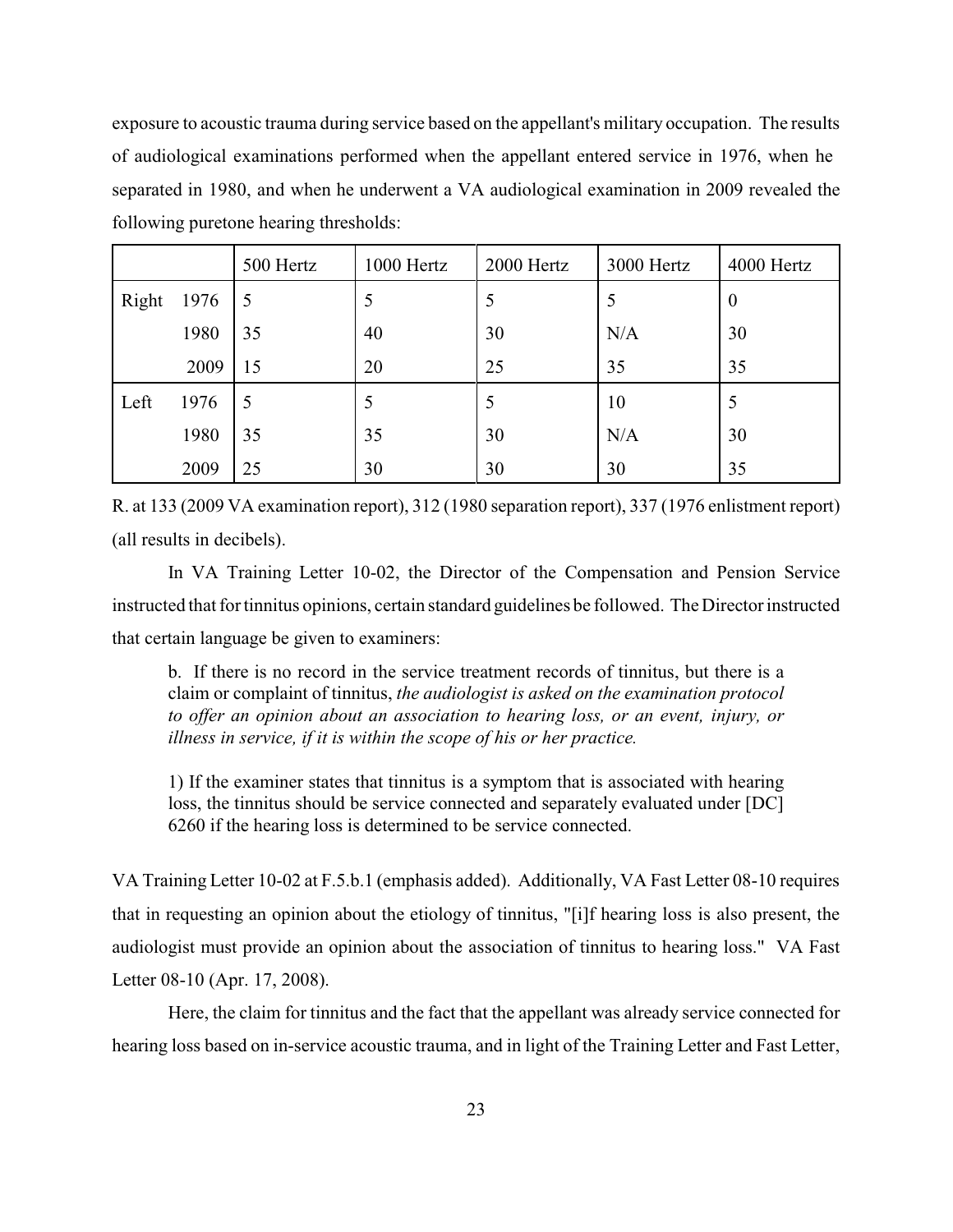exposure to acoustic trauma during service based on the appellant's military occupation. The results of audiological examinations performed when the appellant entered service in 1976, when he separated in 1980, and when he underwent a VA audiological examination in 2009 revealed the following puretone hearing thresholds:

| | | 500 Hertz | 1000 Hertz | 2000 Hertz | 3000 Hertz | 4000 Hertz |
|---|---|---|---|---|---|---|
| Right | 1976 | 5 | 5 | 5 | 5 | 0 |
| | 1980 | 35 | 40 | 30 | N/A | 30 |
| | 2009 | 15 | 20 | 25 | 35 | 35 |
| Left | 1976 | 5 | 5 | 5 | 10 | 5 |
| | 1980 | 35 | 35 | 30 | N/A | 30 |
| | 2009 | 25 | 30 | 30 | 30 | 35 |

R. at 133 (2009 VA examination report), 312 (1980 separation report), 337 (1976 enlistment report) (all results in decibels).

In VA Training Letter 10-02, the Director of the Compensation and Pension Service instructed that for tinnitus opinions, certain standard guidelines be followed. The Director instructed that certain language be given to examiners:

> b. If there is no record in the service treatment records of tinnitus, but there is a claim or complaint of tinnitus, *the audiologist is asked on the examination protocol to offer an opinion about an association to hearing loss, or an event, injury, or illness in service, if it is within the scope of his or her practice.*
>
> 1) If the examiner states that tinnitus is a symptom that is associated with hearing loss, the tinnitus should be service connected and separately evaluated under [DC] 6260 if the hearing loss is determined to be service connected.

VA Training Letter 10-02 at F.5.b.1 (emphasis added). Additionally, VA Fast Letter 08-10 requires that in requesting an opinion about the etiology of tinnitus, "[i]f hearing loss is also present, the audiologist must provide an opinion about the association of tinnitus to hearing loss." VA Fast Letter 08-10 (Apr. 17, 2008).

Here, the claim for tinnitus and the fact that the appellant was already service connected for hearing loss based on in-service acoustic trauma, and in light of the Training Letter and Fast Letter,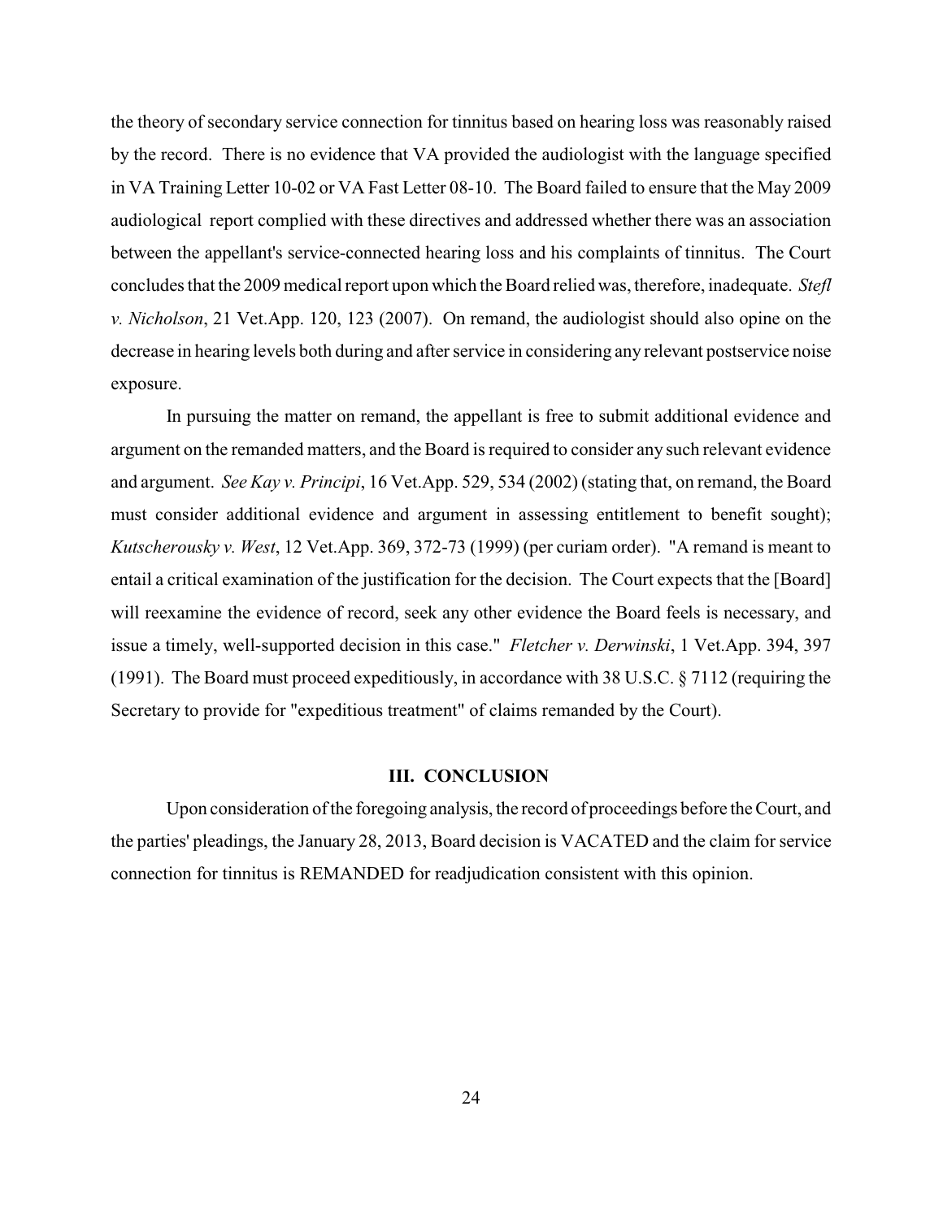the theory of secondary service connection for tinnitus based on hearing loss was reasonably raised by the record. There is no evidence that VA provided the audiologist with the language specified in VA Training Letter 10-02 or VA Fast Letter 08-10. The Board failed to ensure that the May 2009 audiological report complied with these directives and addressed whether there was an association between the appellant's service-connected hearing loss and his complaints of tinnitus. The Court concludes that the 2009 medical report upon which the Board relied was, therefore, inadequate. *Stefl v. Nicholson*, 21 Vet.App. 120, 123 (2007). On remand, the audiologist should also opine on the decrease in hearing levels both during and after service in considering any relevant postservice noise exposure.

In pursuing the matter on remand, the appellant is free to submit additional evidence and argument on the remanded matters, and the Board is required to consider any such relevant evidence and argument. *See Kay v. Principi*, 16 Vet.App. 529, 534 (2002) (stating that, on remand, the Board must consider additional evidence and argument in assessing entitlement to benefit sought); *Kutscherousky v. West*, 12 Vet.App. 369, 372-73 (1999) (per curiam order). "A remand is meant to entail a critical examination of the justification for the decision. The Court expects that the [Board] will reexamine the evidence of record, seek any other evidence the Board feels is necessary, and issue a timely, well-supported decision in this case." *Fletcher v. Derwinski*, 1 Vet.App. 394, 397 (1991). The Board must proceed expeditiously, in accordance with 38 U.S.C. § 7112 (requiring the Secretary to provide for "expeditious treatment" of claims remanded by the Court).

## III. CONCLUSION

Upon consideration of the foregoing analysis, the record of proceedings before the Court, and the parties' pleadings, the January 28, 2013, Board decision is VACATED and the claim for service connection for tinnitus is REMANDED for readjudication consistent with this opinion.